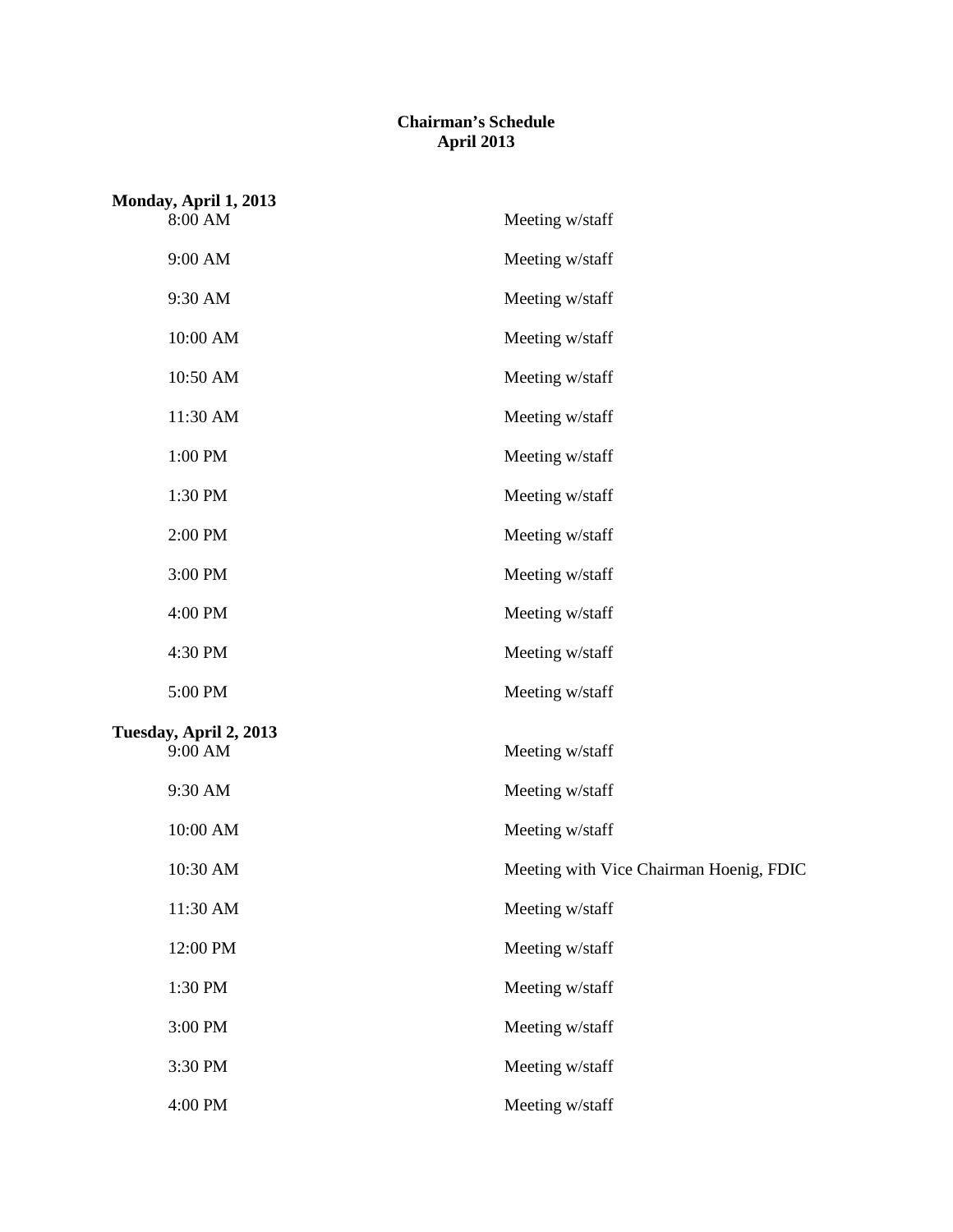# Chairman's Schedule
## April 2013

**Monday, April 1, 2013**

| | |
|---|---|
| 8:00 AM | Meeting w/staff |
| 9:00 AM | Meeting w/staff |
| 9:30 AM | Meeting w/staff |
| 10:00 AM | Meeting w/staff |
| 10:50 AM | Meeting w/staff |
| 11:30 AM | Meeting w/staff |
| 1:00 PM | Meeting w/staff |
| 1:30 PM | Meeting w/staff |
| 2:00 PM | Meeting w/staff |
| 3:00 PM | Meeting w/staff |
| 4:00 PM | Meeting w/staff |
| 4:30 PM | Meeting w/staff |
| 5:00 PM | Meeting w/staff |

**Tuesday, April 2, 2013**

| | |
|---|---|
| 9:00 AM | Meeting w/staff |
| 9:30 AM | Meeting w/staff |
| 10:00 AM | Meeting w/staff |
| 10:30 AM | Meeting with Vice Chairman Hoenig, FDIC |
| 11:30 AM | Meeting w/staff |
| 12:00 PM | Meeting w/staff |
| 1:30 PM | Meeting w/staff |
| 3:00 PM | Meeting w/staff |
| 3:30 PM | Meeting w/staff |
| 4:00 PM | Meeting w/staff |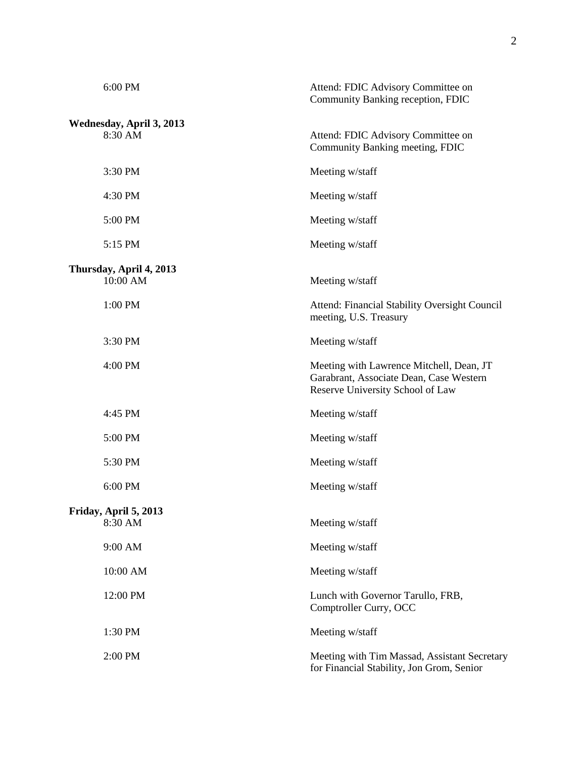| | |
|---|---|
| 6:00 PM | Attend: FDIC Advisory Committee on Community Banking reception, FDIC |

**Wednesday, April 3, 2013**

| | |
|---|---|
| 8:30 AM | Attend: FDIC Advisory Committee on Community Banking meeting, FDIC |
| 3:30 PM | Meeting w/staff |
| 4:30 PM | Meeting w/staff |
| 5:00 PM | Meeting w/staff |
| 5:15 PM | Meeting w/staff |

**Thursday, April 4, 2013**

| | |
|---|---|
| 10:00 AM | Meeting w/staff |
| 1:00 PM | Attend: Financial Stability Oversight Council meeting, U.S. Treasury |
| 3:30 PM | Meeting w/staff |
| 4:00 PM | Meeting with Lawrence Mitchell, Dean, JT Garabrant, Associate Dean, Case Western Reserve University School of Law |
| 4:45 PM | Meeting w/staff |
| 5:00 PM | Meeting w/staff |
| 5:30 PM | Meeting w/staff |
| 6:00 PM | Meeting w/staff |

**Friday, April 5, 2013**

| | |
|---|---|
| 8:30 AM | Meeting w/staff |
| 9:00 AM | Meeting w/staff |
| 10:00 AM | Meeting w/staff |
| 12:00 PM | Lunch with Governor Tarullo, FRB, Comptroller Curry, OCC |
| 1:30 PM | Meeting w/staff |
| 2:00 PM | Meeting with Tim Massad, Assistant Secretary for Financial Stability, Jon Grom, Senior |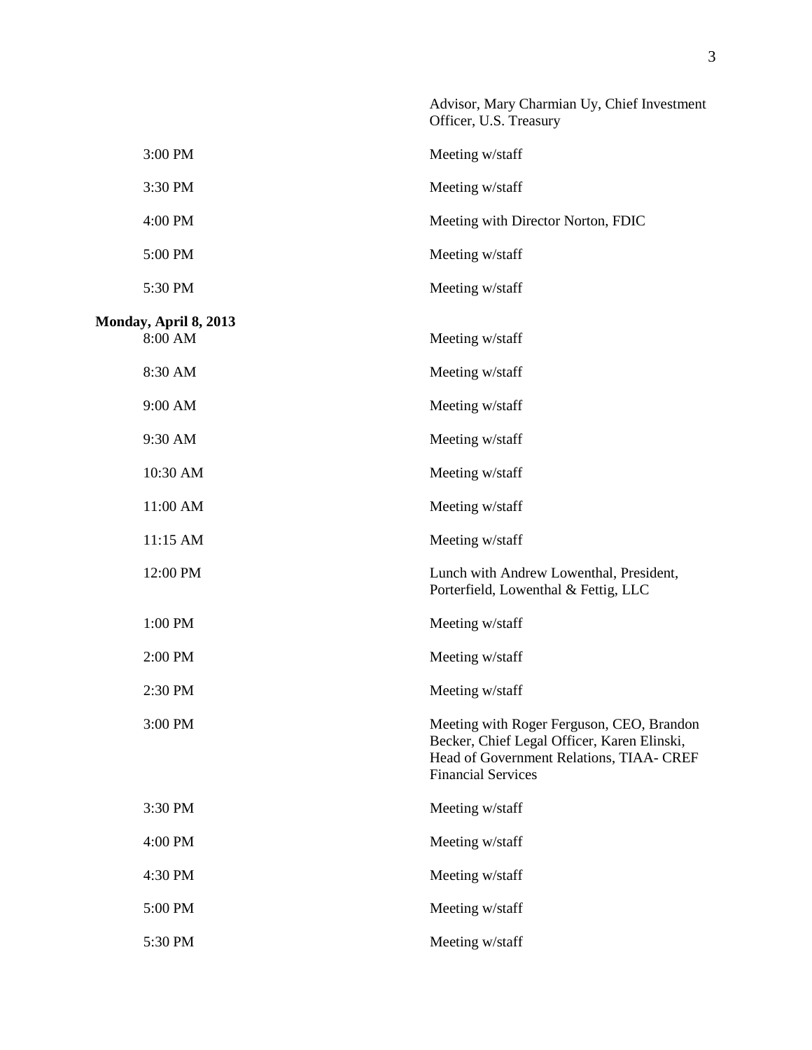| | |
|---|---|
| | Advisor, Mary Charmian Uy, Chief Investment Officer, U.S. Treasury |
| 3:00 PM | Meeting w/staff |
| 3:30 PM | Meeting w/staff |
| 4:00 PM | Meeting with Director Norton, FDIC |
| 5:00 PM | Meeting w/staff |
| 5:30 PM | Meeting w/staff |

**Monday, April 8, 2013**

| | |
|---|---|
| 8:00 AM | Meeting w/staff |
| 8:30 AM | Meeting w/staff |
| 9:00 AM | Meeting w/staff |
| 9:30 AM | Meeting w/staff |
| 10:30 AM | Meeting w/staff |
| 11:00 AM | Meeting w/staff |
| 11:15 AM | Meeting w/staff |
| 12:00 PM | Lunch with Andrew Lowenthal, President, Porterfield, Lowenthal & Fettig, LLC |
| 1:00 PM | Meeting w/staff |
| 2:00 PM | Meeting w/staff |
| 2:30 PM | Meeting w/staff |
| 3:00 PM | Meeting with Roger Ferguson, CEO, Brandon Becker, Chief Legal Officer, Karen Elinski, Head of Government Relations, TIAA- CREF Financial Services |
| 3:30 PM | Meeting w/staff |
| 4:00 PM | Meeting w/staff |
| 4:30 PM | Meeting w/staff |
| 5:00 PM | Meeting w/staff |
| 5:30 PM | Meeting w/staff |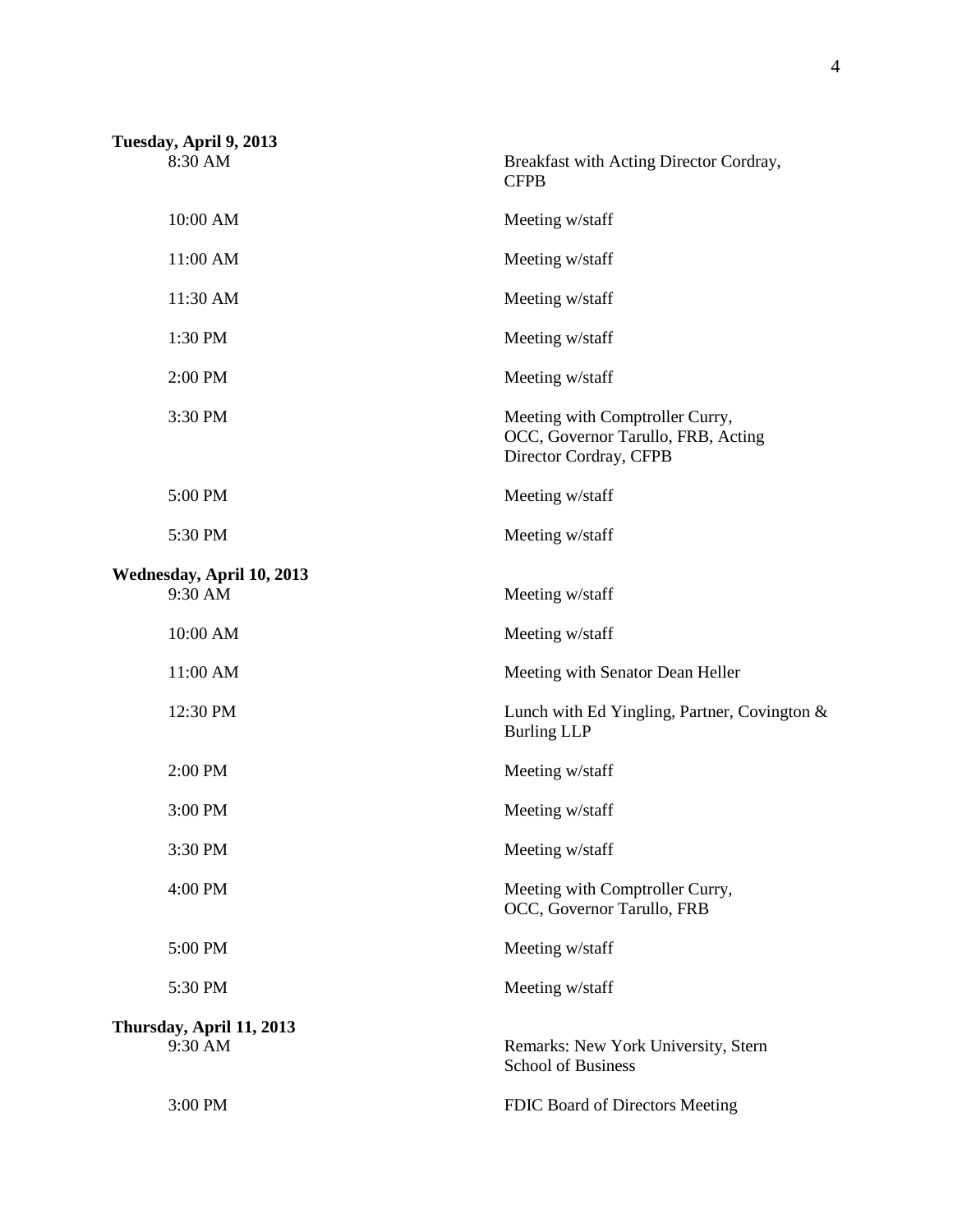**Tuesday, April 9, 2013**

| | |
|---|---|
| 8:30 AM | Breakfast with Acting Director Cordray, CFPB |
| 10:00 AM | Meeting w/staff |
| 11:00 AM | Meeting w/staff |
| 11:30 AM | Meeting w/staff |
| 1:30 PM | Meeting w/staff |
| 2:00 PM | Meeting w/staff |
| 3:30 PM | Meeting with Comptroller Curry, OCC, Governor Tarullo, FRB, Acting Director Cordray, CFPB |
| 5:00 PM | Meeting w/staff |
| 5:30 PM | Meeting w/staff |

**Wednesday, April 10, 2013**

| | |
|---|---|
| 9:30 AM | Meeting w/staff |
| 10:00 AM | Meeting w/staff |
| 11:00 AM | Meeting with Senator Dean Heller |
| 12:30 PM | Lunch with Ed Yingling, Partner, Covington & Burling LLP |
| 2:00 PM | Meeting w/staff |
| 3:00 PM | Meeting w/staff |
| 3:30 PM | Meeting w/staff |
| 4:00 PM | Meeting with Comptroller Curry, OCC, Governor Tarullo, FRB |
| 5:00 PM | Meeting w/staff |
| 5:30 PM | Meeting w/staff |

**Thursday, April 11, 2013**

| | |
|---|---|
| 9:30 AM | Remarks: New York University, Stern School of Business |
| 3:00 PM | FDIC Board of Directors Meeting |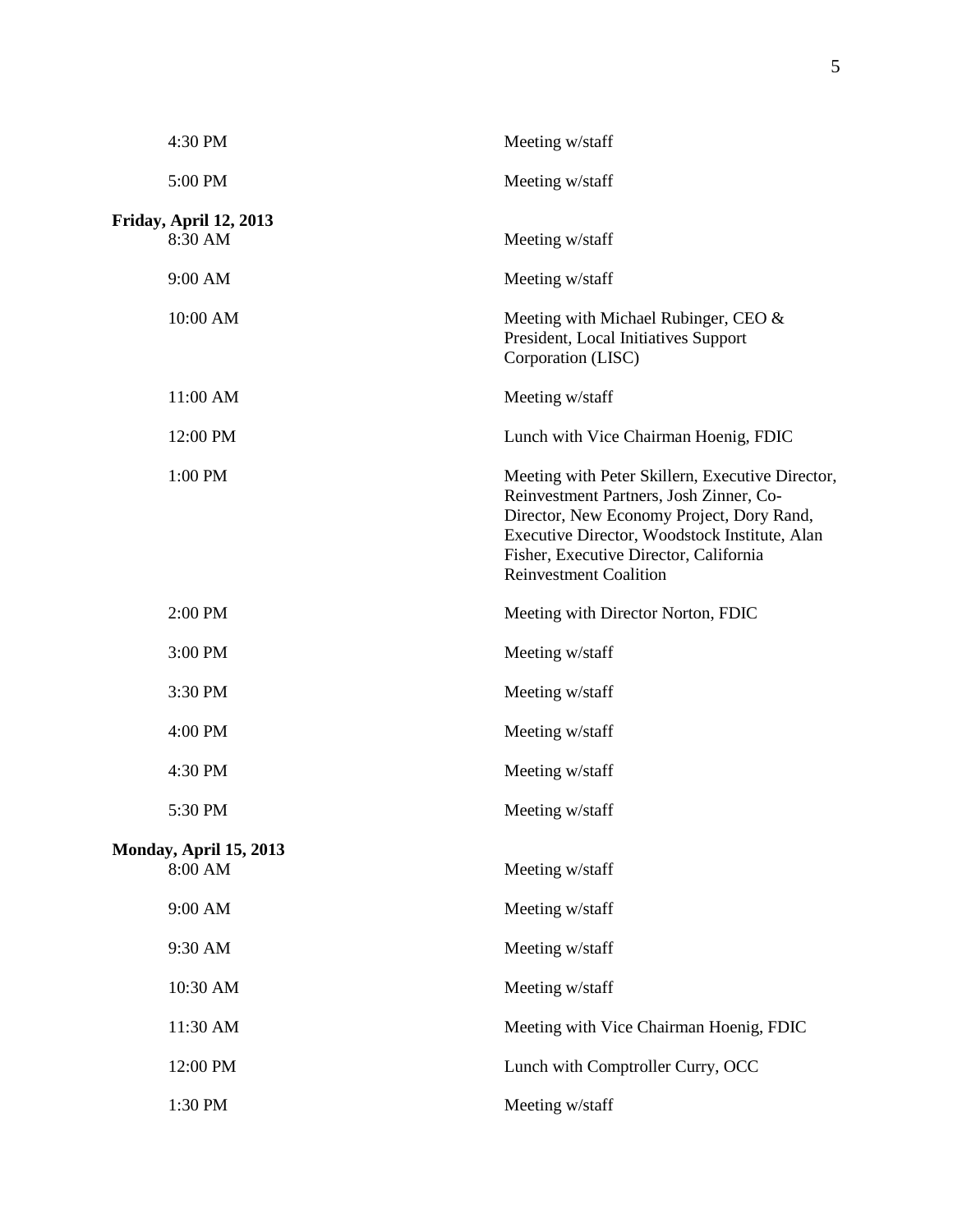| | |
|---|---|
| 4:30 PM | Meeting w/staff |
| 5:00 PM | Meeting w/staff |

**Friday, April 12, 2013**

| | |
|---|---|
| 8:30 AM | Meeting w/staff |
| 9:00 AM | Meeting w/staff |
| 10:00 AM | Meeting with Michael Rubinger, CEO & President, Local Initiatives Support Corporation (LISC) |
| 11:00 AM | Meeting w/staff |
| 12:00 PM | Lunch with Vice Chairman Hoenig, FDIC |
| 1:00 PM | Meeting with Peter Skillern, Executive Director, Reinvestment Partners, Josh Zinner, Co-Director, New Economy Project, Dory Rand, Executive Director, Woodstock Institute, Alan Fisher, Executive Director, California Reinvestment Coalition |
| 2:00 PM | Meeting with Director Norton, FDIC |
| 3:00 PM | Meeting w/staff |
| 3:30 PM | Meeting w/staff |
| 4:00 PM | Meeting w/staff |
| 4:30 PM | Meeting w/staff |
| 5:30 PM | Meeting w/staff |

**Monday, April 15, 2013**

| | |
|---|---|
| 8:00 AM | Meeting w/staff |
| 9:00 AM | Meeting w/staff |
| 9:30 AM | Meeting w/staff |
| 10:30 AM | Meeting w/staff |
| 11:30 AM | Meeting with Vice Chairman Hoenig, FDIC |
| 12:00 PM | Lunch with Comptroller Curry, OCC |
| 1:30 PM | Meeting w/staff |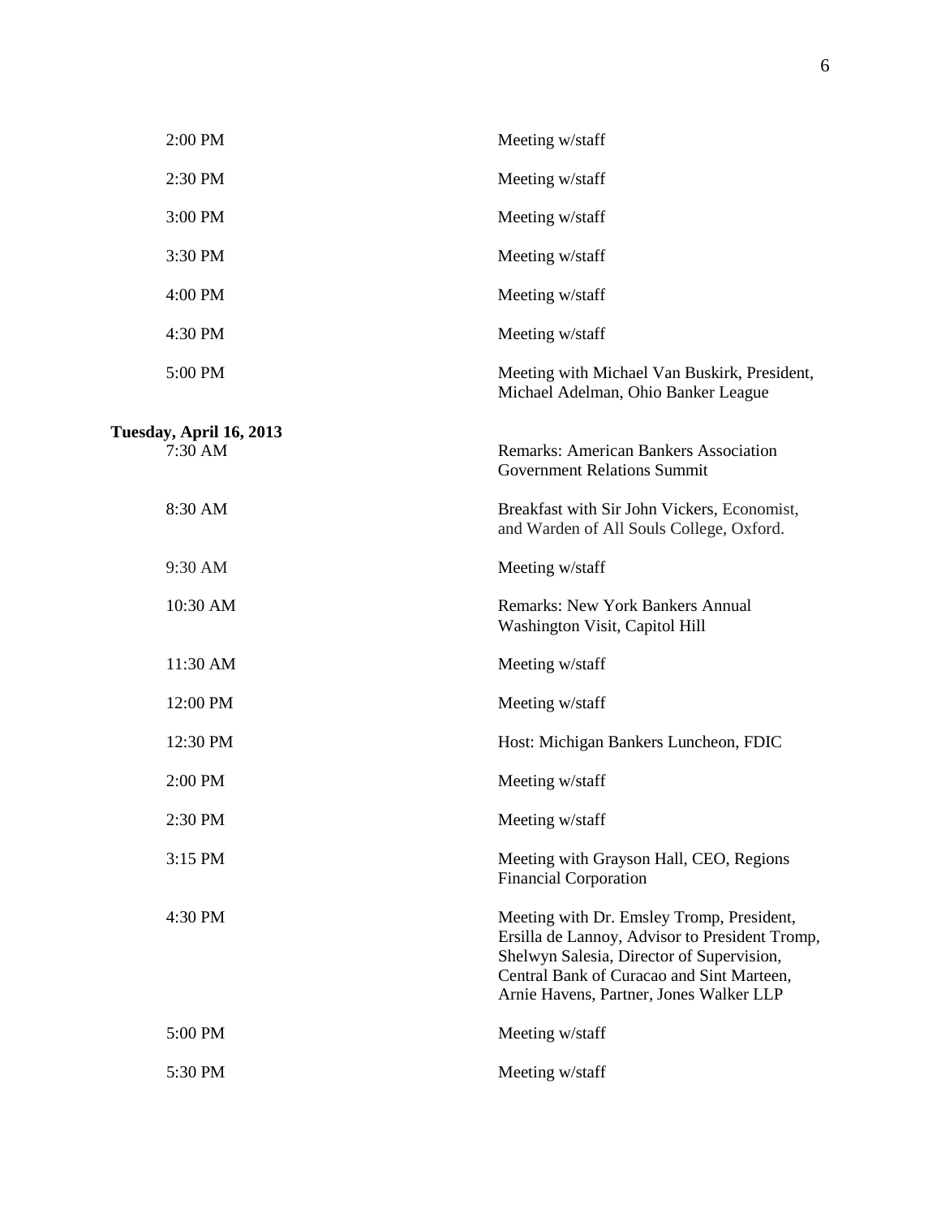| | |
|---|---|
| 2:00 PM | Meeting w/staff |
| 2:30 PM | Meeting w/staff |
| 3:00 PM | Meeting w/staff |
| 3:30 PM | Meeting w/staff |
| 4:00 PM | Meeting w/staff |
| 4:30 PM | Meeting w/staff |
| 5:00 PM | Meeting with Michael Van Buskirk, President, Michael Adelman, Ohio Banker League |

**Tuesday, April 16, 2013**

| | |
|---|---|
| 7:30 AM | Remarks: American Bankers Association Government Relations Summit |
| 8:30 AM | Breakfast with Sir John Vickers, Economist, and Warden of All Souls College, Oxford. |
| 9:30 AM | Meeting w/staff |
| 10:30 AM | Remarks: New York Bankers Annual Washington Visit, Capitol Hill |
| 11:30 AM | Meeting w/staff |
| 12:00 PM | Meeting w/staff |
| 12:30 PM | Host: Michigan Bankers Luncheon, FDIC |
| 2:00 PM | Meeting w/staff |
| 2:30 PM | Meeting w/staff |
| 3:15 PM | Meeting with Grayson Hall, CEO, Regions Financial Corporation |
| 4:30 PM | Meeting with Dr. Emsley Tromp, President, Ersilla de Lannoy, Advisor to President Tromp, Shelwyn Salesia, Director of Supervision, Central Bank of Curacao and Sint Marteen, Arnie Havens, Partner, Jones Walker LLP |
| 5:00 PM | Meeting w/staff |
| 5:30 PM | Meeting w/staff |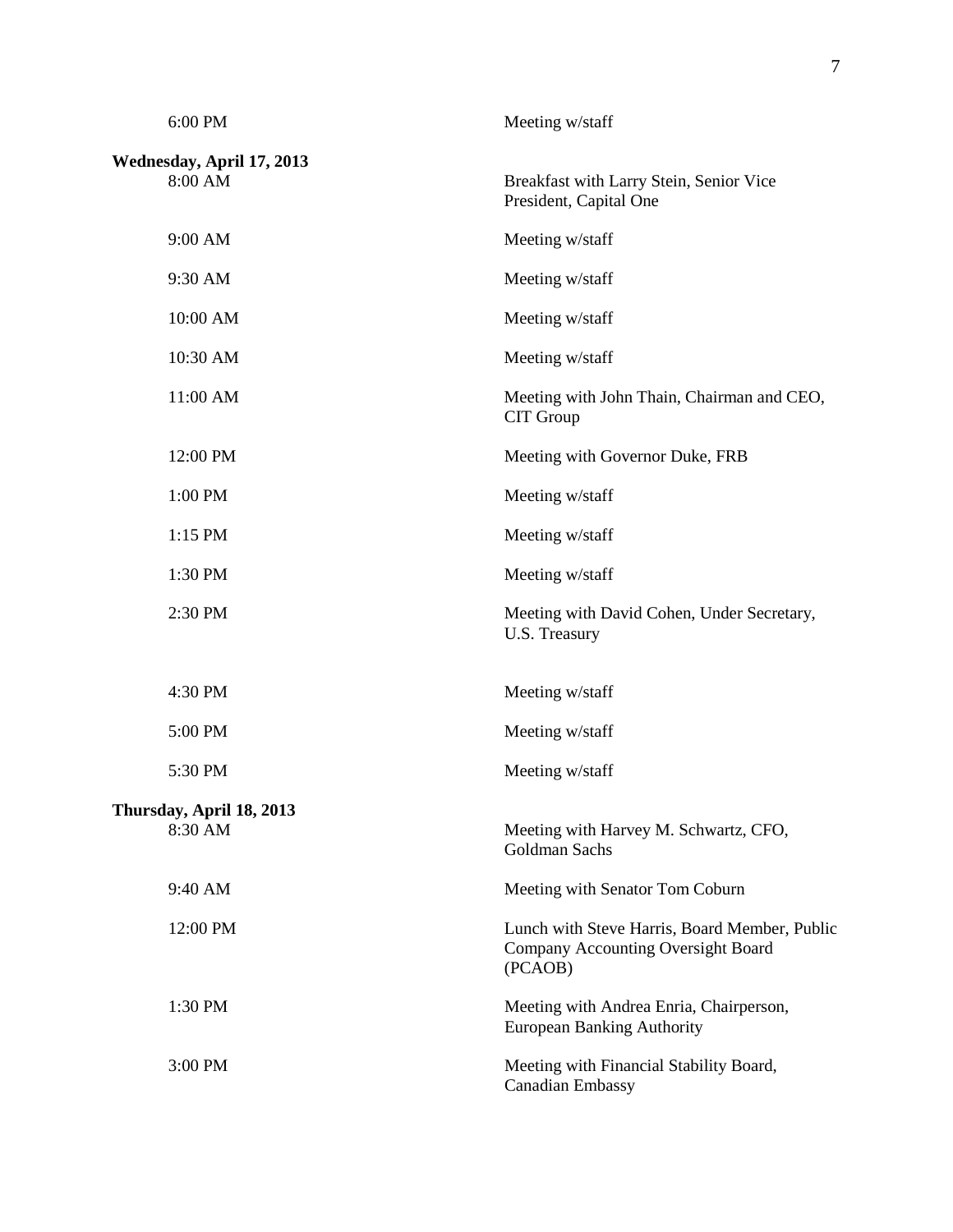| | |
|---|---|
| 6:00 PM | Meeting w/staff |

**Wednesday, April 17, 2013**

| | |
|---|---|
| 8:00 AM | Breakfast with Larry Stein, Senior Vice President, Capital One |
| 9:00 AM | Meeting w/staff |
| 9:30 AM | Meeting w/staff |
| 10:00 AM | Meeting w/staff |
| 10:30 AM | Meeting w/staff |
| 11:00 AM | Meeting with John Thain, Chairman and CEO, CIT Group |
| 12:00 PM | Meeting with Governor Duke, FRB |
| 1:00 PM | Meeting w/staff |
| 1:15 PM | Meeting w/staff |
| 1:30 PM | Meeting w/staff |
| 2:30 PM | Meeting with David Cohen, Under Secretary, U.S. Treasury |
| 4:30 PM | Meeting w/staff |
| 5:00 PM | Meeting w/staff |
| 5:30 PM | Meeting w/staff |

**Thursday, April 18, 2013**

| | |
|---|---|
| 8:30 AM | Meeting with Harvey M. Schwartz, CFO, Goldman Sachs |
| 9:40 AM | Meeting with Senator Tom Coburn |
| 12:00 PM | Lunch with Steve Harris, Board Member, Public Company Accounting Oversight Board (PCAOB) |
| 1:30 PM | Meeting with Andrea Enria, Chairperson, European Banking Authority |
| 3:00 PM | Meeting with Financial Stability Board, Canadian Embassy |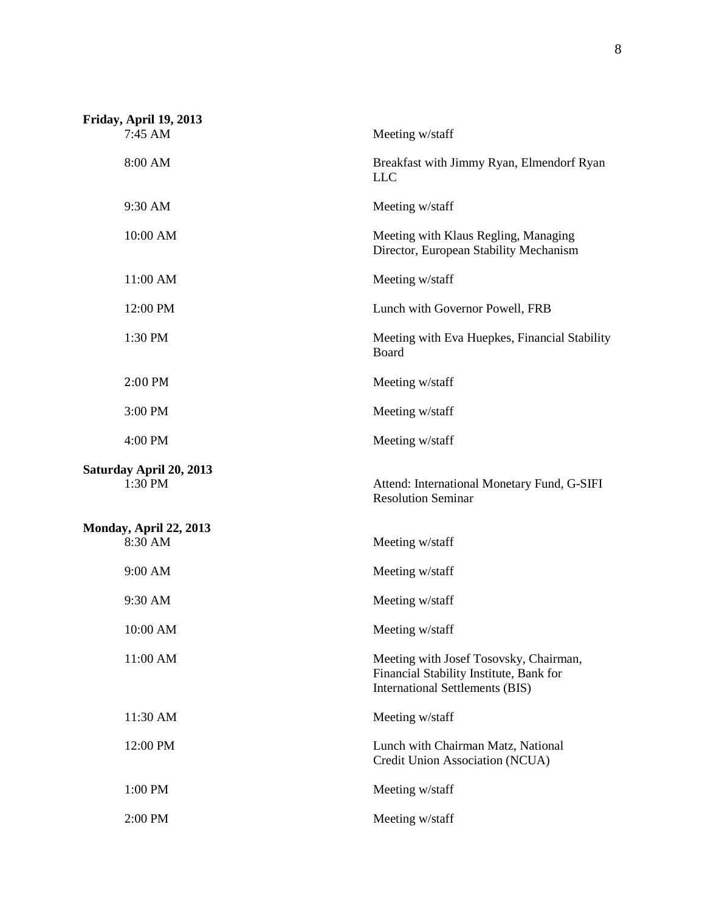**Friday, April 19, 2013**

| | |
|---|---|
| 7:45 AM | Meeting w/staff |
| 8:00 AM | Breakfast with Jimmy Ryan, Elmendorf Ryan LLC |
| 9:30 AM | Meeting w/staff |
| 10:00 AM | Meeting with Klaus Regling, Managing Director, European Stability Mechanism |
| 11:00 AM | Meeting w/staff |
| 12:00 PM | Lunch with Governor Powell, FRB |
| 1:30 PM | Meeting with Eva Huepkes, Financial Stability Board |
| 2:00 PM | Meeting w/staff |
| 3:00 PM | Meeting w/staff |
| 4:00 PM | Meeting w/staff |

**Saturday April 20, 2013**

| | |
|---|---|
| 1:30 PM | Attend: International Monetary Fund, G-SIFI Resolution Seminar |

**Monday, April 22, 2013**

| | |
|---|---|
| 8:30 AM | Meeting w/staff |
| 9:00 AM | Meeting w/staff |
| 9:30 AM | Meeting w/staff |
| 10:00 AM | Meeting w/staff |
| 11:00 AM | Meeting with Josef Tosovsky, Chairman, Financial Stability Institute, Bank for International Settlements (BIS) |
| 11:30 AM | Meeting w/staff |
| 12:00 PM | Lunch with Chairman Matz, National Credit Union Association (NCUA) |
| 1:00 PM | Meeting w/staff |
| 2:00 PM | Meeting w/staff |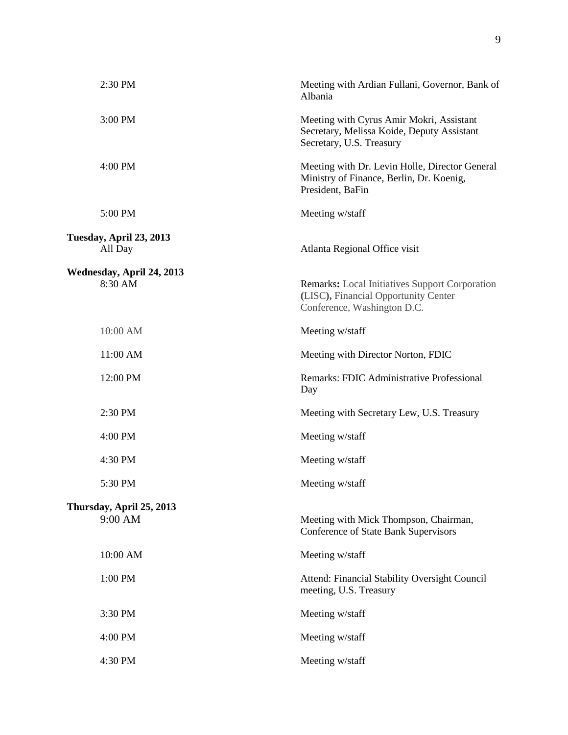| | |
|---|---|
| 2:30 PM | Meeting with Ardian Fullani, Governor, Bank of Albania |
| 3:00 PM | Meeting with Cyrus Amir Mokri, Assistant Secretary, Melissa Koide, Deputy Assistant Secretary, U.S. Treasury |
| 4:00 PM | Meeting with Dr. Levin Holle, Director General Ministry of Finance, Berlin, Dr. Koenig, President, BaFin |
| 5:00 PM | Meeting w/staff |

**Tuesday, April 23, 2013**

| | |
|---|---|
| All Day | Atlanta Regional Office visit |

**Wednesday, April 24, 2013**

| | |
|---|---|
| 8:30 AM | **Remarks:** Local Initiatives Support Corporation **(**LISC**),** Financial Opportunity Center Conference, Washington D.C. |
| 10:00 AM | Meeting w/staff |
| 11:00 AM | Meeting with Director Norton, FDIC |
| 12:00 PM | Remarks: FDIC Administrative Professional Day |
| 2:30 PM | Meeting with Secretary Lew, U.S. Treasury |
| 4:00 PM | Meeting w/staff |
| 4:30 PM | Meeting w/staff |
| 5:30 PM | Meeting w/staff |

**Thursday, April 25, 2013**

| | |
|---|---|
| 9:00 AM | Meeting with Mick Thompson, Chairman, Conference of State Bank Supervisors |
| 10:00 AM | Meeting w/staff |
| 1:00 PM | Attend: Financial Stability Oversight Council meeting, U.S. Treasury |
| 3:30 PM | Meeting w/staff |
| 4:00 PM | Meeting w/staff |
| 4:30 PM | Meeting w/staff |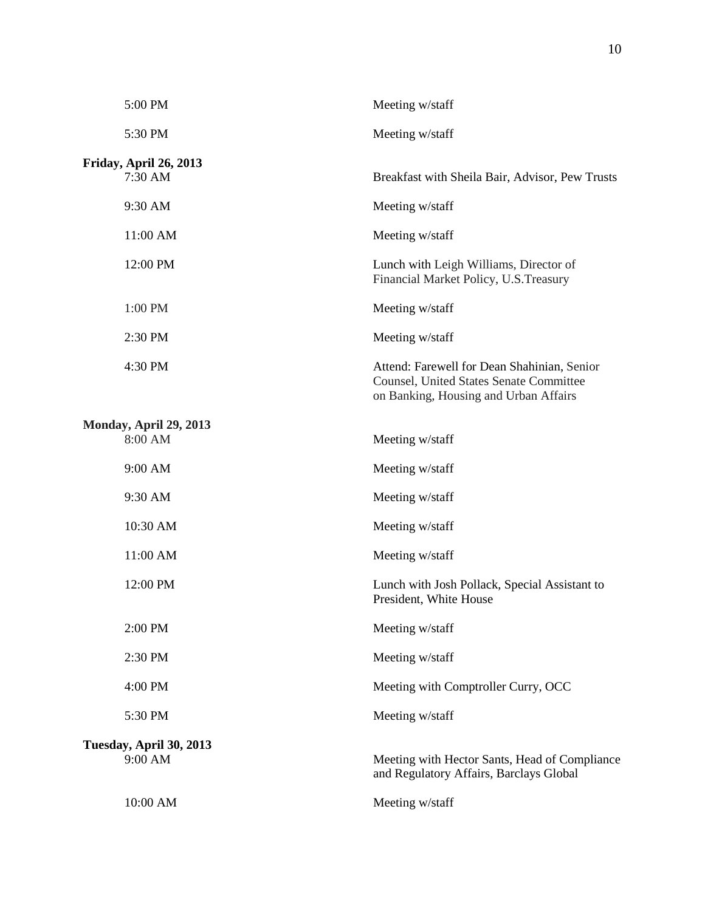| | |
|---|---|
| 5:00 PM | Meeting w/staff |
| 5:30 PM | Meeting w/staff |

**Friday, April 26, 2013**

| | |
|---|---|
| 7:30 AM | Breakfast with Sheila Bair, Advisor, Pew Trusts |
| 9:30 AM | Meeting w/staff |
| 11:00 AM | Meeting w/staff |
| 12:00 PM | Lunch with Leigh Williams, Director of Financial Market Policy, U.S.Treasury |
| 1:00 PM | Meeting w/staff |
| 2:30 PM | Meeting w/staff |
| 4:30 PM | Attend: Farewell for Dean Shahinian, Senior Counsel, United States Senate Committee on Banking, Housing and Urban Affairs |

**Monday, April 29, 2013**

| | |
|---|---|
| 8:00 AM | Meeting w/staff |
| 9:00 AM | Meeting w/staff |
| 9:30 AM | Meeting w/staff |
| 10:30 AM | Meeting w/staff |
| 11:00 AM | Meeting w/staff |
| 12:00 PM | Lunch with Josh Pollack, Special Assistant to President, White House |
| 2:00 PM | Meeting w/staff |
| 2:30 PM | Meeting w/staff |
| 4:00 PM | Meeting with Comptroller Curry, OCC |
| 5:30 PM | Meeting w/staff |

**Tuesday, April 30, 2013**

| | |
|---|---|
| 9:00 AM | Meeting with Hector Sants, Head of Compliance and Regulatory Affairs, Barclays Global |
| 10:00 AM | Meeting w/staff |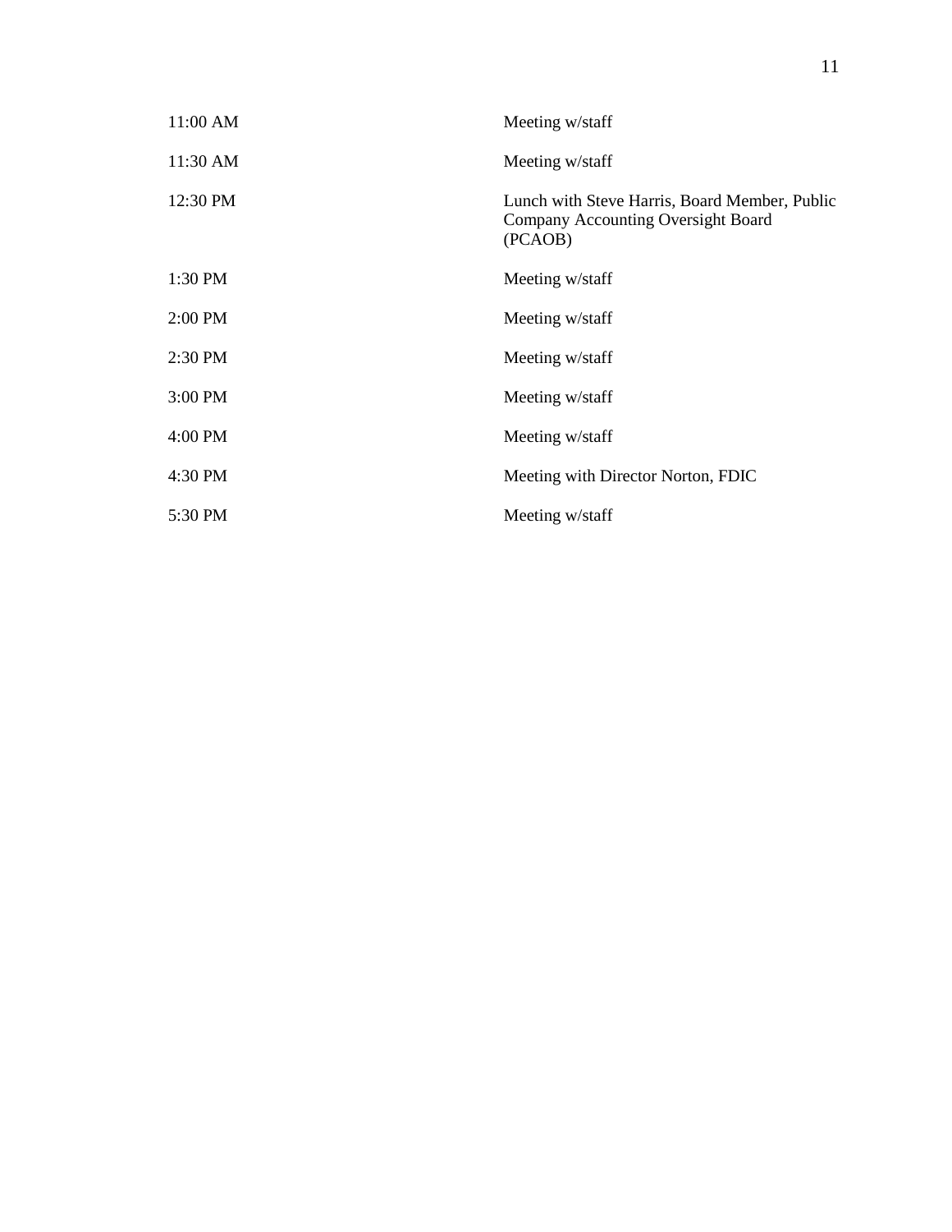| | |
|---|---|
| 11:00 AM | Meeting w/staff |
| 11:30 AM | Meeting w/staff |
| 12:30 PM | Lunch with Steve Harris, Board Member, Public Company Accounting Oversight Board (PCAOB) |
| 1:30 PM | Meeting w/staff |
| 2:00 PM | Meeting w/staff |
| 2:30 PM | Meeting w/staff |
| 3:00 PM | Meeting w/staff |
| 4:00 PM | Meeting w/staff |
| 4:30 PM | Meeting with Director Norton, FDIC |
| 5:30 PM | Meeting w/staff |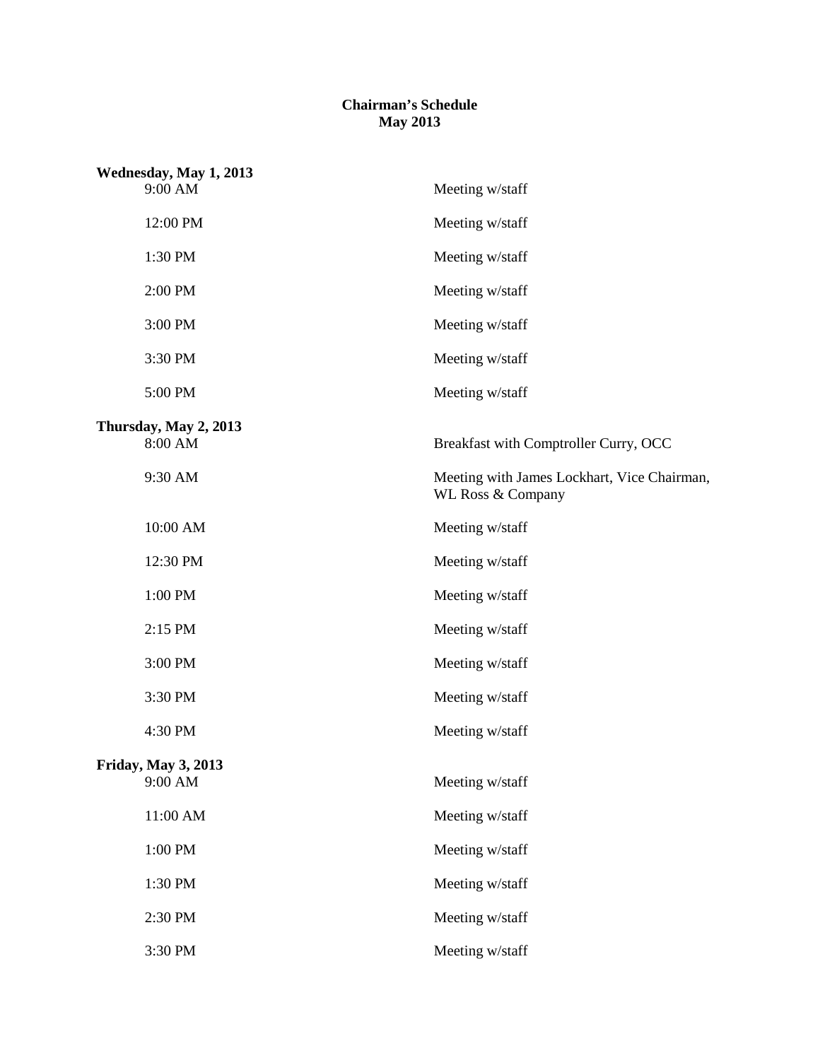# Chairman's Schedule
## May 2013

**Wednesday, May 1, 2013**

| | |
|---|---|
| 9:00 AM | Meeting w/staff |
| 12:00 PM | Meeting w/staff |
| 1:30 PM | Meeting w/staff |
| 2:00 PM | Meeting w/staff |
| 3:00 PM | Meeting w/staff |
| 3:30 PM | Meeting w/staff |
| 5:00 PM | Meeting w/staff |

**Thursday, May 2, 2013**

| | |
|---|---|
| 8:00 AM | Breakfast with Comptroller Curry, OCC |
| 9:30 AM | Meeting with James Lockhart, Vice Chairman, WL Ross & Company |
| 10:00 AM | Meeting w/staff |
| 12:30 PM | Meeting w/staff |
| 1:00 PM | Meeting w/staff |
| 2:15 PM | Meeting w/staff |
| 3:00 PM | Meeting w/staff |
| 3:30 PM | Meeting w/staff |
| 4:30 PM | Meeting w/staff |

**Friday, May 3, 2013**

| | |
|---|---|
| 9:00 AM | Meeting w/staff |
| 11:00 AM | Meeting w/staff |
| 1:00 PM | Meeting w/staff |
| 1:30 PM | Meeting w/staff |
| 2:30 PM | Meeting w/staff |
| 3:30 PM | Meeting w/staff |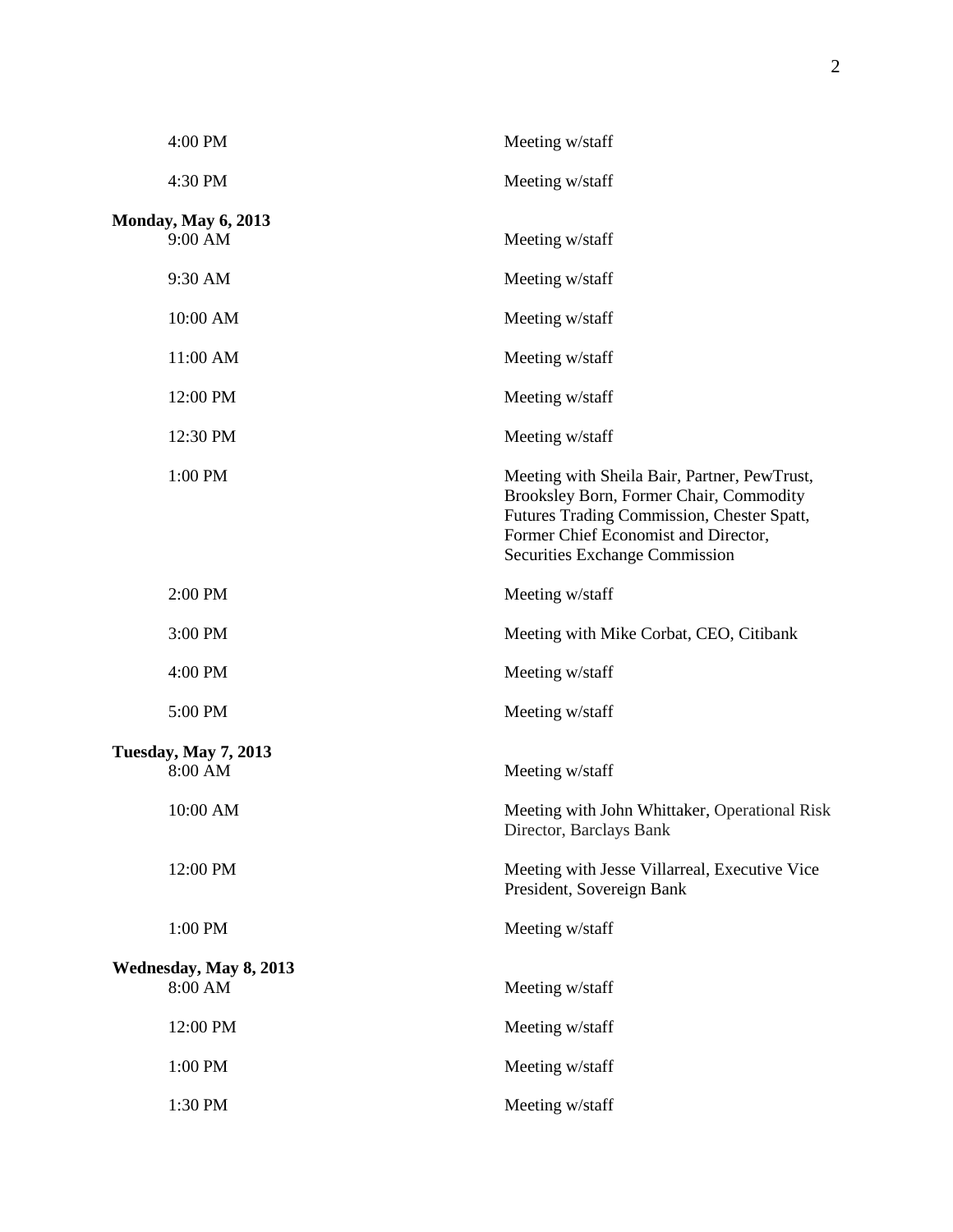| | |
|---|---|
| 4:00 PM | Meeting w/staff |
| 4:30 PM | Meeting w/staff |

**Monday, May 6, 2013**

| | |
|---|---|
| 9:00 AM | Meeting w/staff |
| 9:30 AM | Meeting w/staff |
| 10:00 AM | Meeting w/staff |
| 11:00 AM | Meeting w/staff |
| 12:00 PM | Meeting w/staff |
| 12:30 PM | Meeting w/staff |
| 1:00 PM | Meeting with Sheila Bair, Partner, PewTrust, Brooksley Born, Former Chair, Commodity Futures Trading Commission, Chester Spatt, Former Chief Economist and Director, Securities Exchange Commission |
| 2:00 PM | Meeting w/staff |
| 3:00 PM | Meeting with Mike Corbat, CEO, Citibank |
| 4:00 PM | Meeting w/staff |
| 5:00 PM | Meeting w/staff |

**Tuesday, May 7, 2013**

| | |
|---|---|
| 8:00 AM | Meeting w/staff |
| 10:00 AM | Meeting with John Whittaker, Operational Risk Director, Barclays Bank |
| 12:00 PM | Meeting with Jesse Villarreal, Executive Vice President, Sovereign Bank |
| 1:00 PM | Meeting w/staff |

**Wednesday, May 8, 2013**

| | |
|---|---|
| 8:00 AM | Meeting w/staff |
| 12:00 PM | Meeting w/staff |
| 1:00 PM | Meeting w/staff |
| 1:30 PM | Meeting w/staff |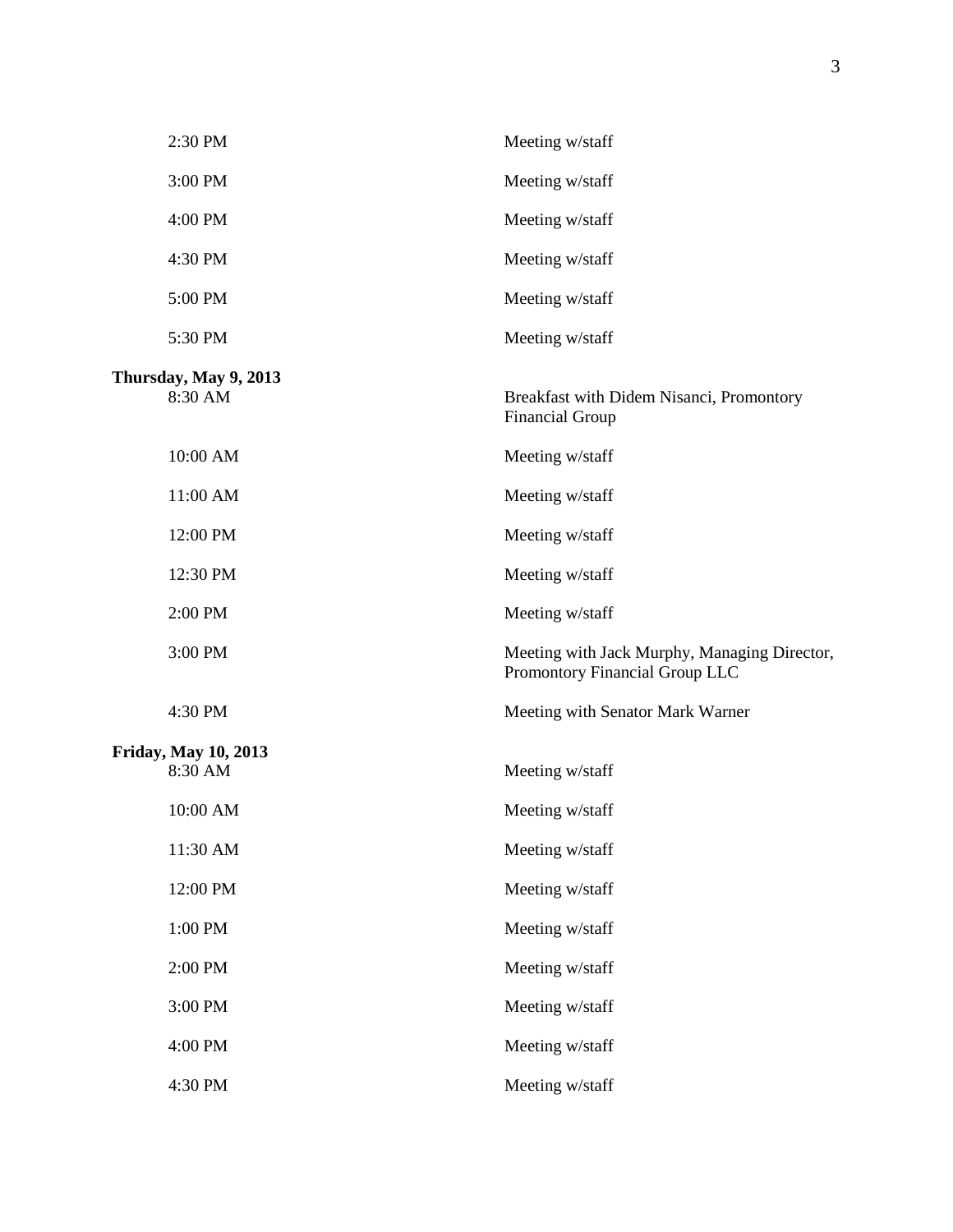| | |
|---|---|
| 2:30 PM | Meeting w/staff |
| 3:00 PM | Meeting w/staff |
| 4:00 PM | Meeting w/staff |
| 4:30 PM | Meeting w/staff |
| 5:00 PM | Meeting w/staff |
| 5:30 PM | Meeting w/staff |

**Thursday, May 9, 2013**

| | |
|---|---|
| 8:30 AM | Breakfast with Didem Nisanci, Promontory Financial Group |
| 10:00 AM | Meeting w/staff |
| 11:00 AM | Meeting w/staff |
| 12:00 PM | Meeting w/staff |
| 12:30 PM | Meeting w/staff |
| 2:00 PM | Meeting w/staff |
| 3:00 PM | Meeting with Jack Murphy, Managing Director, Promontory Financial Group LLC |
| 4:30 PM | Meeting with Senator Mark Warner |

**Friday, May 10, 2013**

| | |
|---|---|
| 8:30 AM | Meeting w/staff |
| 10:00 AM | Meeting w/staff |
| 11:30 AM | Meeting w/staff |
| 12:00 PM | Meeting w/staff |
| 1:00 PM | Meeting w/staff |
| 2:00 PM | Meeting w/staff |
| 3:00 PM | Meeting w/staff |
| 4:00 PM | Meeting w/staff |
| 4:30 PM | Meeting w/staff |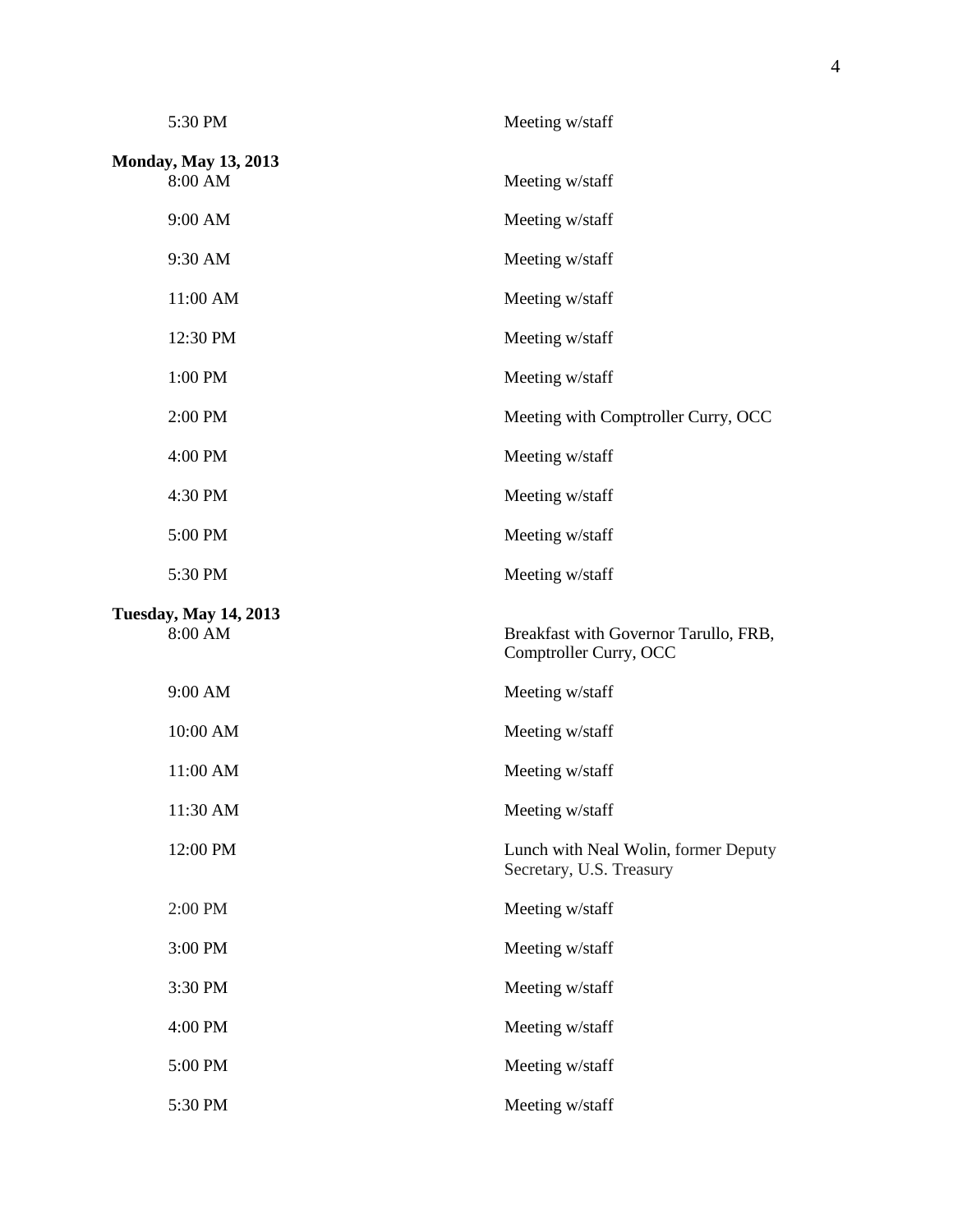| | |
|---|---|
| 5:30 PM | Meeting w/staff |

**Monday, May 13, 2013**

| | |
|---|---|
| 8:00 AM | Meeting w/staff |
| 9:00 AM | Meeting w/staff |
| 9:30 AM | Meeting w/staff |
| 11:00 AM | Meeting w/staff |
| 12:30 PM | Meeting w/staff |
| 1:00 PM | Meeting w/staff |
| 2:00 PM | Meeting with Comptroller Curry, OCC |
| 4:00 PM | Meeting w/staff |
| 4:30 PM | Meeting w/staff |
| 5:00 PM | Meeting w/staff |
| 5:30 PM | Meeting w/staff |

**Tuesday, May 14, 2013**

| | |
|---|---|
| 8:00 AM | Breakfast with Governor Tarullo, FRB, Comptroller Curry, OCC |
| 9:00 AM | Meeting w/staff |
| 10:00 AM | Meeting w/staff |
| 11:00 AM | Meeting w/staff |
| 11:30 AM | Meeting w/staff |
| 12:00 PM | Lunch with Neal Wolin, former Deputy Secretary, U.S. Treasury |
| 2:00 PM | Meeting w/staff |
| 3:00 PM | Meeting w/staff |
| 3:30 PM | Meeting w/staff |
| 4:00 PM | Meeting w/staff |
| 5:00 PM | Meeting w/staff |
| 5:30 PM | Meeting w/staff |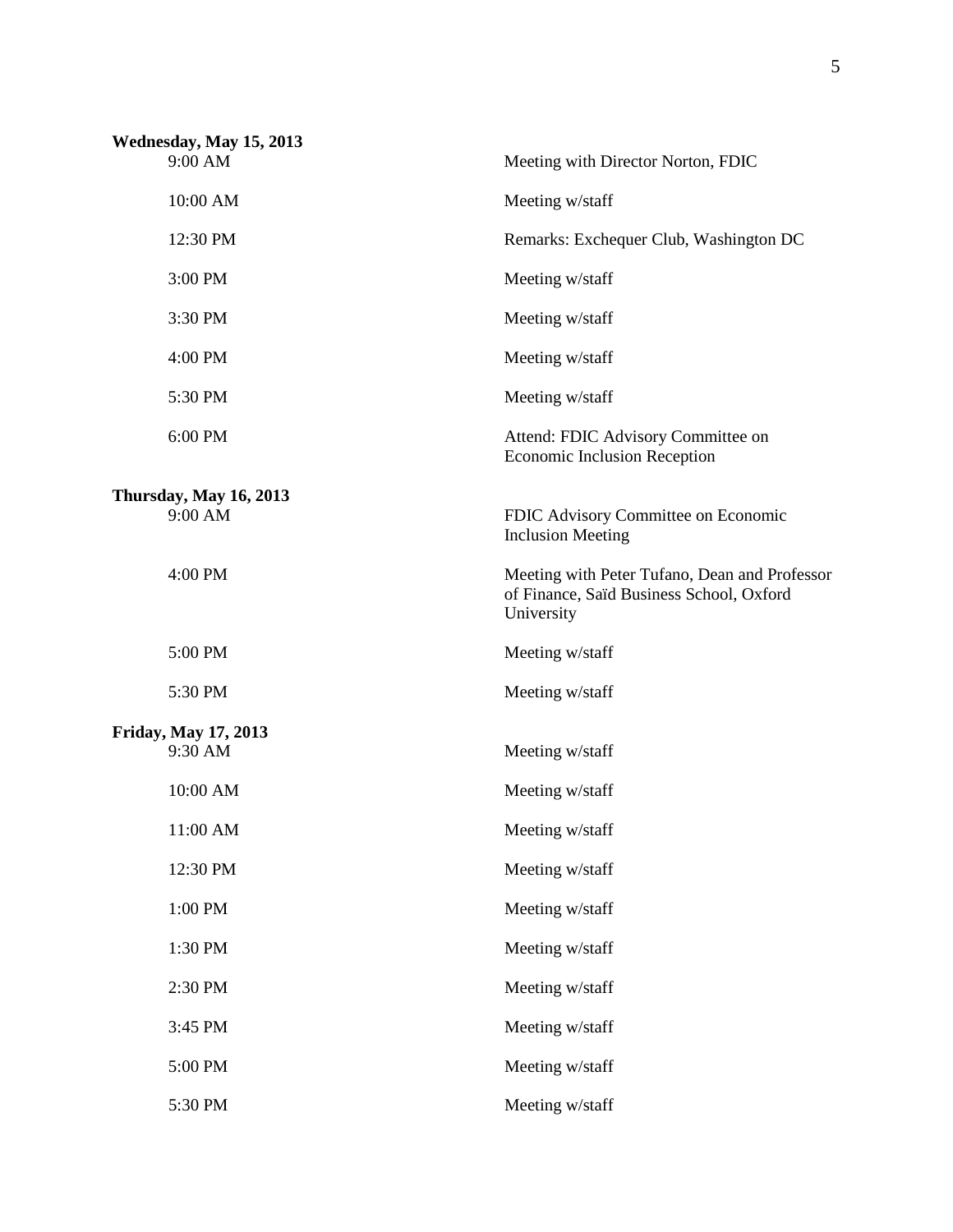**Wednesday, May 15, 2013**

| | |
|---|---|
| 9:00 AM | Meeting with Director Norton, FDIC |
| 10:00 AM | Meeting w/staff |
| 12:30 PM | Remarks: Exchequer Club, Washington DC |
| 3:00 PM | Meeting w/staff |
| 3:30 PM | Meeting w/staff |
| 4:00 PM | Meeting w/staff |
| 5:30 PM | Meeting w/staff |
| 6:00 PM | Attend: FDIC Advisory Committee on Economic Inclusion Reception |

**Thursday, May 16, 2013**

| | |
|---|---|
| 9:00 AM | FDIC Advisory Committee on Economic Inclusion Meeting |
| 4:00 PM | Meeting with Peter Tufano, Dean and Professor of Finance, Saïd Business School, Oxford University |
| 5:00 PM | Meeting w/staff |
| 5:30 PM | Meeting w/staff |

**Friday, May 17, 2013**

| | |
|---|---|
| 9:30 AM | Meeting w/staff |
| 10:00 AM | Meeting w/staff |
| 11:00 AM | Meeting w/staff |
| 12:30 PM | Meeting w/staff |
| 1:00 PM | Meeting w/staff |
| 1:30 PM | Meeting w/staff |
| 2:30 PM | Meeting w/staff |
| 3:45 PM | Meeting w/staff |
| 5:00 PM | Meeting w/staff |
| 5:30 PM | Meeting w/staff |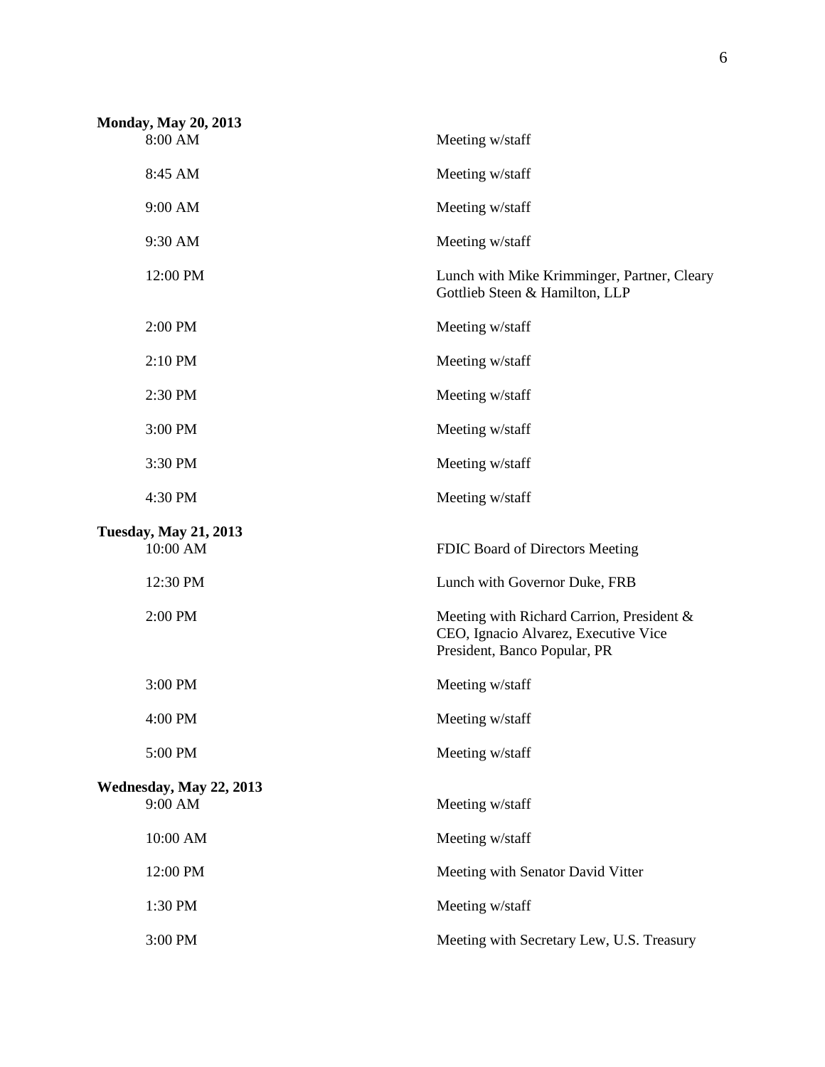**Monday, May 20, 2013**

| | |
|---|---|
| 8:00 AM | Meeting w/staff |
| 8:45 AM | Meeting w/staff |
| 9:00 AM | Meeting w/staff |
| 9:30 AM | Meeting w/staff |
| 12:00 PM | Lunch with Mike Krimminger, Partner, Cleary Gottlieb Steen & Hamilton, LLP |
| 2:00 PM | Meeting w/staff |
| 2:10 PM | Meeting w/staff |
| 2:30 PM | Meeting w/staff |
| 3:00 PM | Meeting w/staff |
| 3:30 PM | Meeting w/staff |
| 4:30 PM | Meeting w/staff |

**Tuesday, May 21, 2013**

| | |
|---|---|
| 10:00 AM | FDIC Board of Directors Meeting |
| 12:30 PM | Lunch with Governor Duke, FRB |
| 2:00 PM | Meeting with Richard Carrion, President & CEO, Ignacio Alvarez, Executive Vice President, Banco Popular, PR |
| 3:00 PM | Meeting w/staff |
| 4:00 PM | Meeting w/staff |
| 5:00 PM | Meeting w/staff |

**Wednesday, May 22, 2013**

| | |
|---|---|
| 9:00 AM | Meeting w/staff |
| 10:00 AM | Meeting w/staff |
| 12:00 PM | Meeting with Senator David Vitter |
| 1:30 PM | Meeting w/staff |
| 3:00 PM | Meeting with Secretary Lew, U.S. Treasury |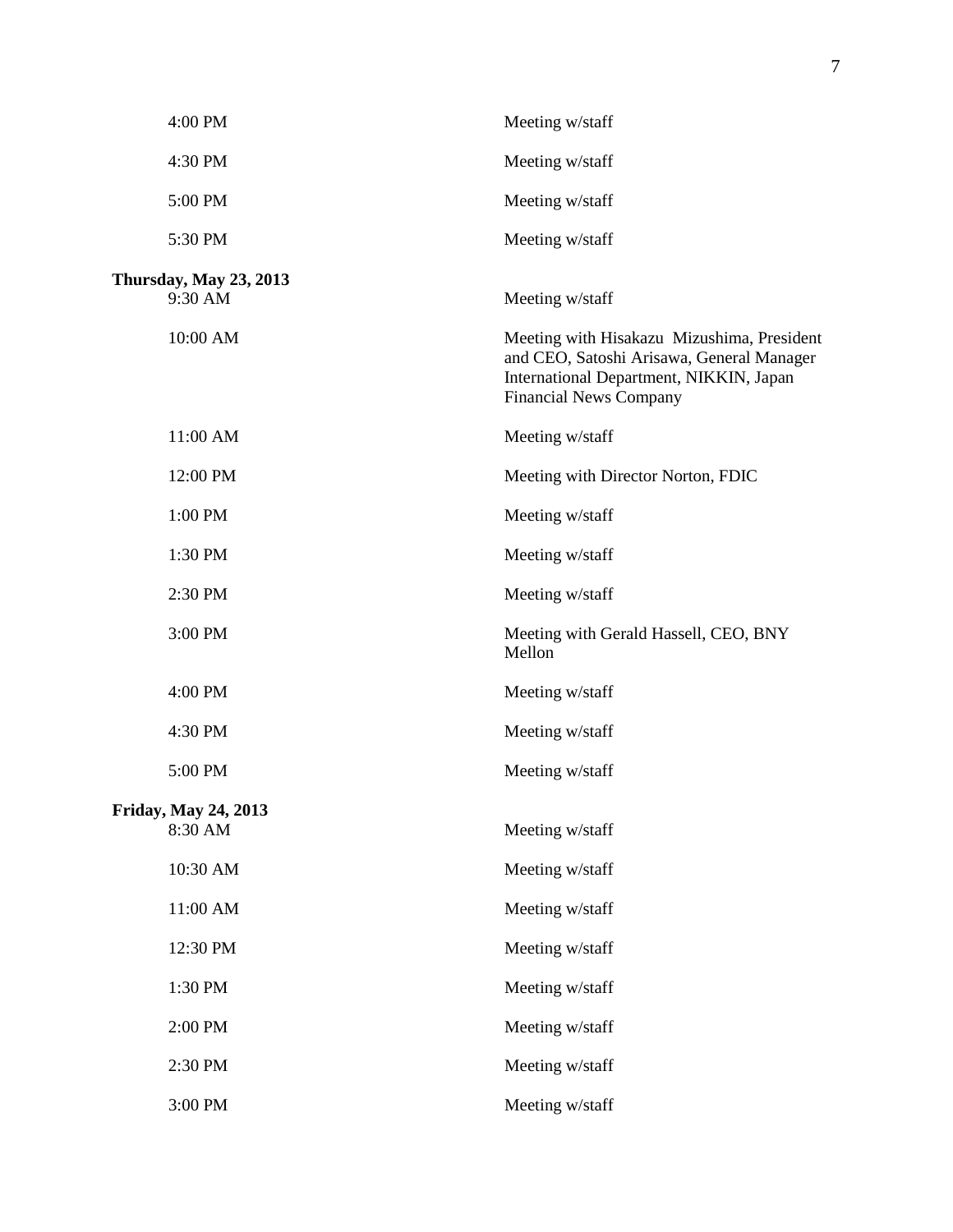| | |
|---|---|
| 4:00 PM | Meeting w/staff |
| 4:30 PM | Meeting w/staff |
| 5:00 PM | Meeting w/staff |
| 5:30 PM | Meeting w/staff |

**Thursday, May 23, 2013**

| | |
|---|---|
| 9:30 AM | Meeting w/staff |
| 10:00 AM | Meeting with Hisakazu Mizushima, President and CEO, Satoshi Arisawa, General Manager International Department, NIKKIN, Japan Financial News Company |
| 11:00 AM | Meeting w/staff |
| 12:00 PM | Meeting with Director Norton, FDIC |
| 1:00 PM | Meeting w/staff |
| 1:30 PM | Meeting w/staff |
| 2:30 PM | Meeting w/staff |
| 3:00 PM | Meeting with Gerald Hassell, CEO, BNY Mellon |
| 4:00 PM | Meeting w/staff |
| 4:30 PM | Meeting w/staff |
| 5:00 PM | Meeting w/staff |

**Friday, May 24, 2013**

| | |
|---|---|
| 8:30 AM | Meeting w/staff |
| 10:30 AM | Meeting w/staff |
| 11:00 AM | Meeting w/staff |
| 12:30 PM | Meeting w/staff |
| 1:30 PM | Meeting w/staff |
| 2:00 PM | Meeting w/staff |
| 2:30 PM | Meeting w/staff |
| 3:00 PM | Meeting w/staff |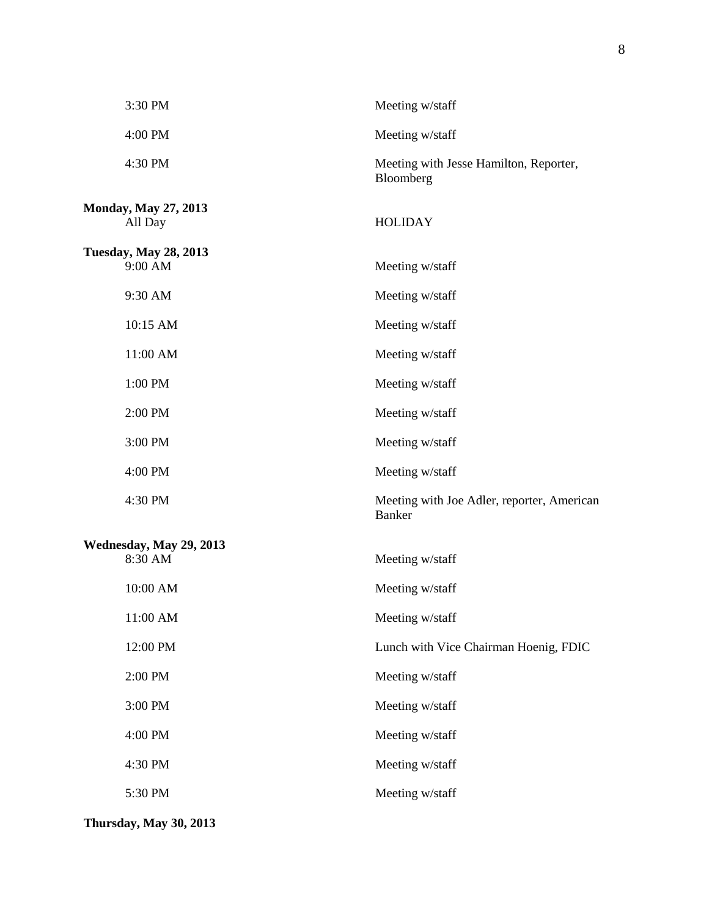| | |
|---|---|
| 3:30 PM | Meeting w/staff |
| 4:00 PM | Meeting w/staff |
| 4:30 PM | Meeting with Jesse Hamilton, Reporter, Bloomberg |

**Monday, May 27, 2013**

| | |
|---|---|
| All Day | HOLIDAY |

**Tuesday, May 28, 2013**

| | |
|---|---|
| 9:00 AM | Meeting w/staff |
| 9:30 AM | Meeting w/staff |
| 10:15 AM | Meeting w/staff |
| 11:00 AM | Meeting w/staff |
| 1:00 PM | Meeting w/staff |
| 2:00 PM | Meeting w/staff |
| 3:00 PM | Meeting w/staff |
| 4:00 PM | Meeting w/staff |
| 4:30 PM | Meeting with Joe Adler, reporter, American Banker |

**Wednesday, May 29, 2013**

| | |
|---|---|
| 8:30 AM | Meeting w/staff |
| 10:00 AM | Meeting w/staff |
| 11:00 AM | Meeting w/staff |
| 12:00 PM | Lunch with Vice Chairman Hoenig, FDIC |
| 2:00 PM | Meeting w/staff |
| 3:00 PM | Meeting w/staff |
| 4:00 PM | Meeting w/staff |
| 4:30 PM | Meeting w/staff |
| 5:30 PM | Meeting w/staff |

**Thursday, May 30, 2013**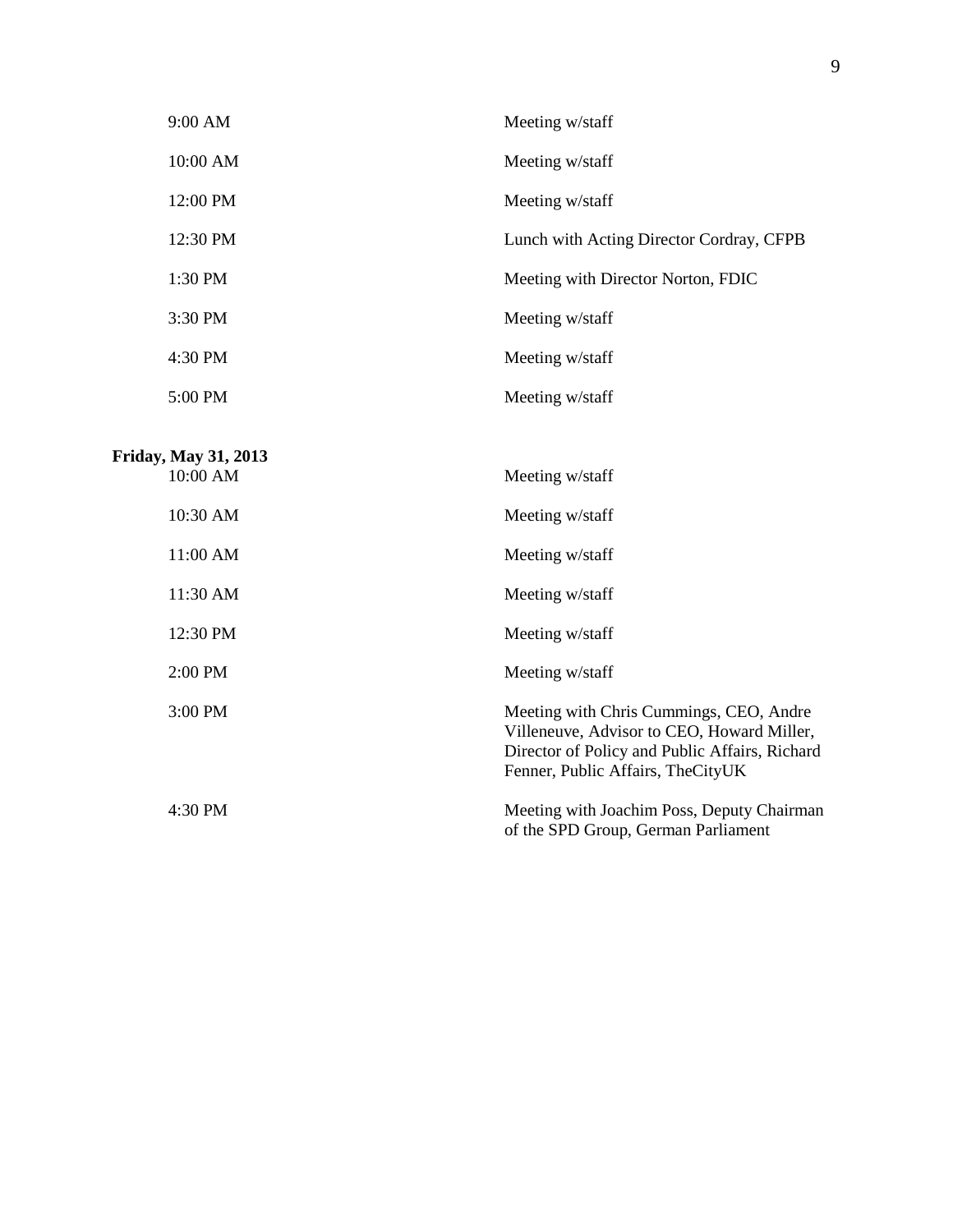| | |
|---|---|
| 9:00 AM | Meeting w/staff |
| 10:00 AM | Meeting w/staff |
| 12:00 PM | Meeting w/staff |
| 12:30 PM | Lunch with Acting Director Cordray, CFPB |
| 1:30 PM | Meeting with Director Norton, FDIC |
| 3:30 PM | Meeting w/staff |
| 4:30 PM | Meeting w/staff |
| 5:00 PM | Meeting w/staff |

**Friday, May 31, 2013**

| | |
|---|---|
| 10:00 AM | Meeting w/staff |
| 10:30 AM | Meeting w/staff |
| 11:00 AM | Meeting w/staff |
| 11:30 AM | Meeting w/staff |
| 12:30 PM | Meeting w/staff |
| 2:00 PM | Meeting w/staff |
| 3:00 PM | Meeting with Chris Cummings, CEO, Andre Villeneuve, Advisor to CEO, Howard Miller, Director of Policy and Public Affairs, Richard Fenner, Public Affairs, TheCityUK |
| 4:30 PM | Meeting with Joachim Poss, Deputy Chairman of the SPD Group, German Parliament |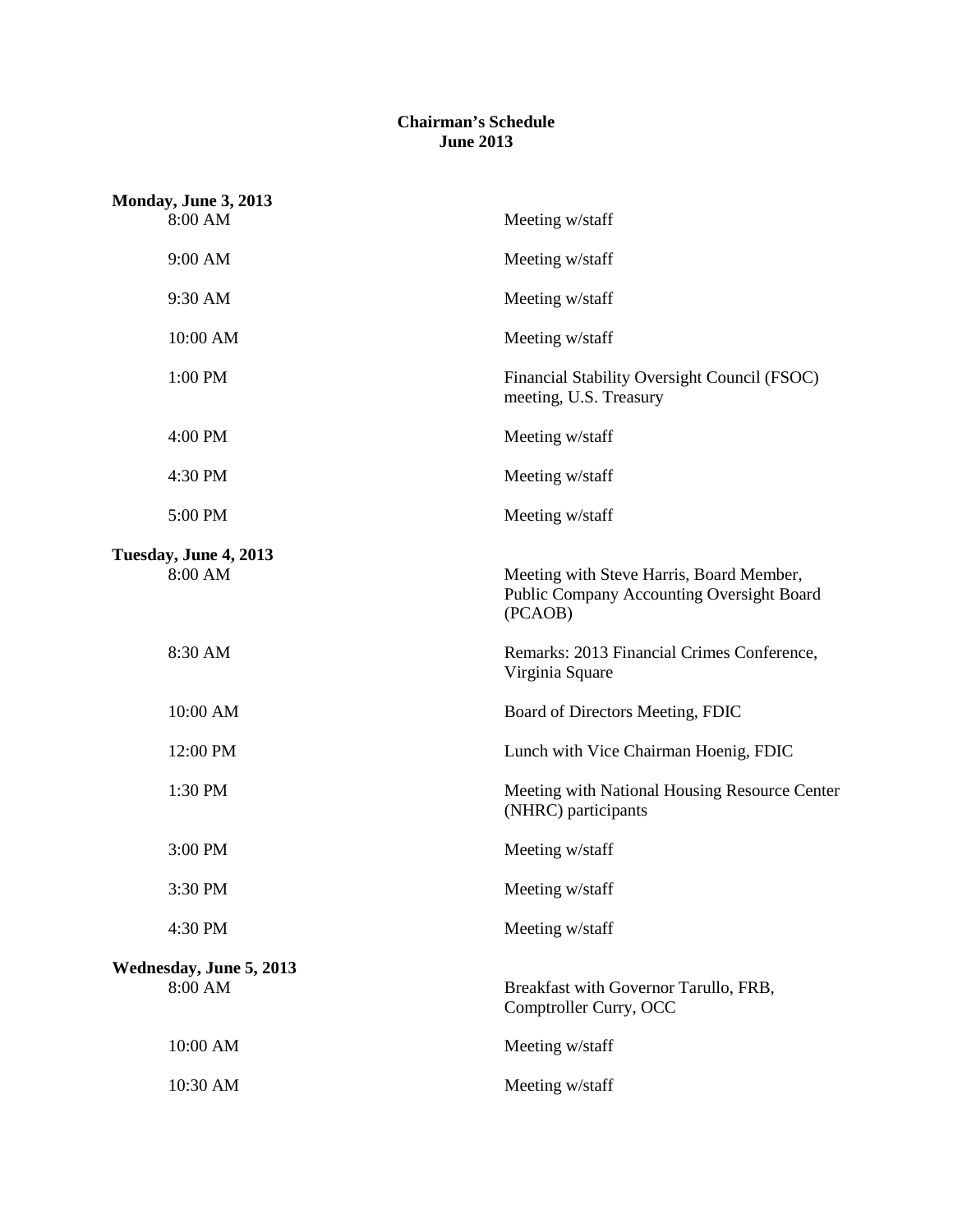**Chairman's Schedule**
**June 2013**

**Monday, June 3, 2013**

| | |
|---|---|
| 8:00 AM | Meeting w/staff |
| 9:00 AM | Meeting w/staff |
| 9:30 AM | Meeting w/staff |
| 10:00 AM | Meeting w/staff |
| 1:00 PM | Financial Stability Oversight Council (FSOC) meeting, U.S. Treasury |
| 4:00 PM | Meeting w/staff |
| 4:30 PM | Meeting w/staff |
| 5:00 PM | Meeting w/staff |

**Tuesday, June 4, 2013**

| | |
|---|---|
| 8:00 AM | Meeting with Steve Harris, Board Member, Public Company Accounting Oversight Board (PCAOB) |
| 8:30 AM | Remarks: 2013 Financial Crimes Conference, Virginia Square |
| 10:00 AM | Board of Directors Meeting, FDIC |
| 12:00 PM | Lunch with Vice Chairman Hoenig, FDIC |
| 1:30 PM | Meeting with National Housing Resource Center (NHRC) participants |
| 3:00 PM | Meeting w/staff |
| 3:30 PM | Meeting w/staff |
| 4:30 PM | Meeting w/staff |

**Wednesday, June 5, 2013**

| | |
|---|---|
| 8:00 AM | Breakfast with Governor Tarullo, FRB, Comptroller Curry, OCC |
| 10:00 AM | Meeting w/staff |
| 10:30 AM | Meeting w/staff |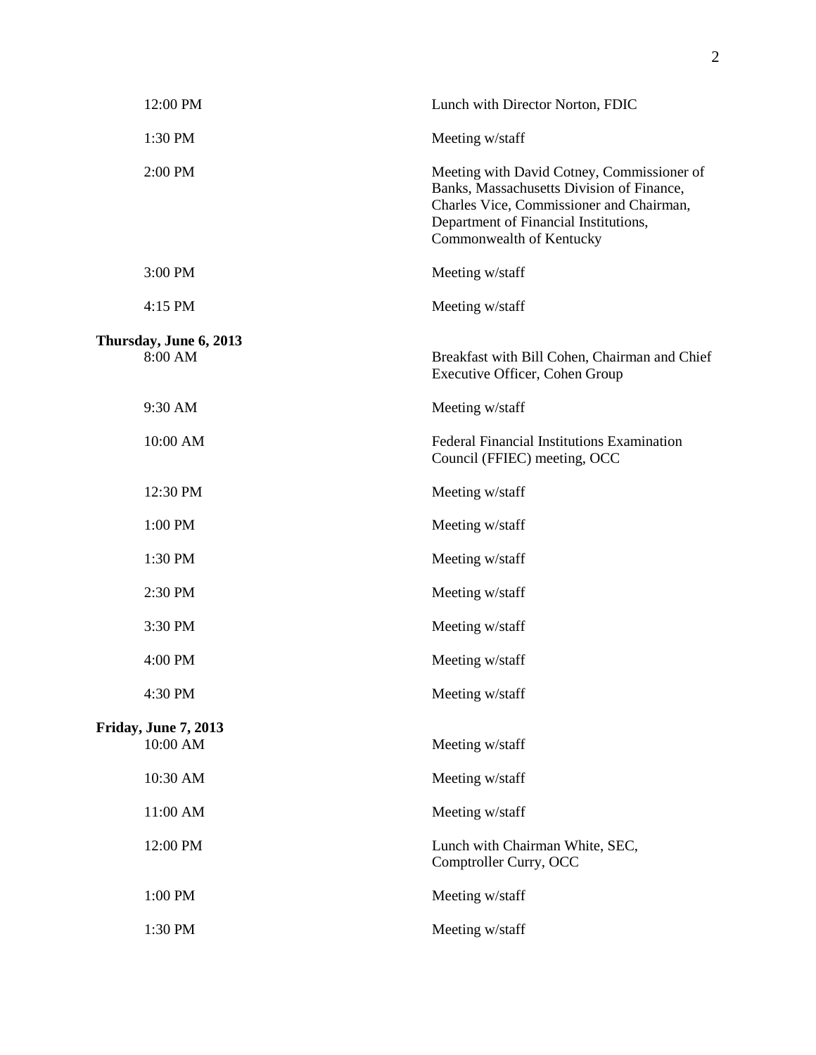| | |
|---|---|
| 12:00 PM | Lunch with Director Norton, FDIC |
| 1:30 PM | Meeting w/staff |
| 2:00 PM | Meeting with David Cotney, Commissioner of Banks, Massachusetts Division of Finance, Charles Vice, Commissioner and Chairman, Department of Financial Institutions, Commonwealth of Kentucky |
| 3:00 PM | Meeting w/staff |
| 4:15 PM | Meeting w/staff |

**Thursday, June 6, 2013**

| | |
|---|---|
| 8:00 AM | Breakfast with Bill Cohen, Chairman and Chief Executive Officer, Cohen Group |
| 9:30 AM | Meeting w/staff |
| 10:00 AM | Federal Financial Institutions Examination Council (FFIEC) meeting, OCC |
| 12:30 PM | Meeting w/staff |
| 1:00 PM | Meeting w/staff |
| 1:30 PM | Meeting w/staff |
| 2:30 PM | Meeting w/staff |
| 3:30 PM | Meeting w/staff |
| 4:00 PM | Meeting w/staff |
| 4:30 PM | Meeting w/staff |

**Friday, June 7, 2013**

| | |
|---|---|
| 10:00 AM | Meeting w/staff |
| 10:30 AM | Meeting w/staff |
| 11:00 AM | Meeting w/staff |
| 12:00 PM | Lunch with Chairman White, SEC, Comptroller Curry, OCC |
| 1:00 PM | Meeting w/staff |
| 1:30 PM | Meeting w/staff |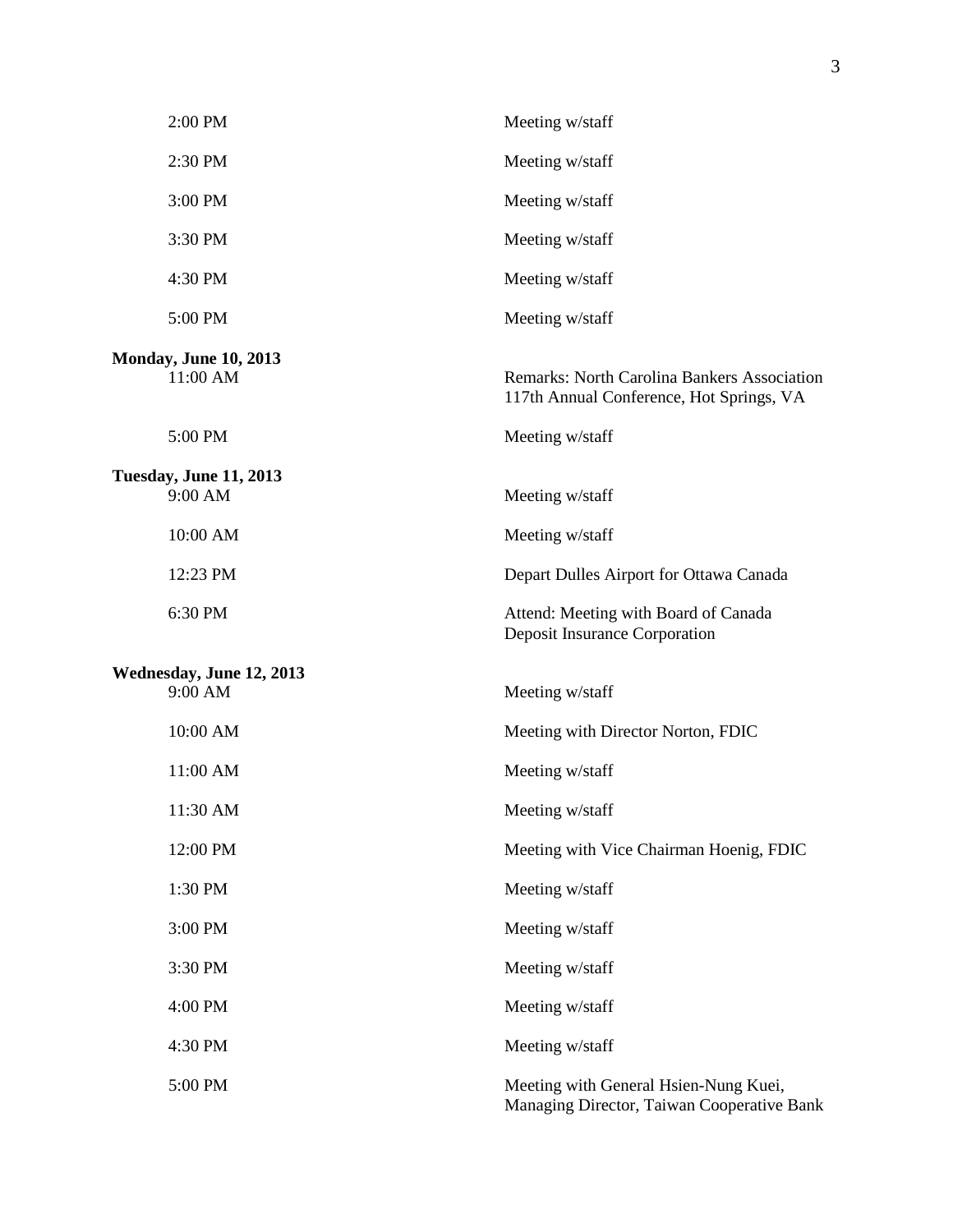| | |
|---|---|
| 2:00 PM | Meeting w/staff |
| 2:30 PM | Meeting w/staff |
| 3:00 PM | Meeting w/staff |
| 3:30 PM | Meeting w/staff |
| 4:30 PM | Meeting w/staff |
| 5:00 PM | Meeting w/staff |

**Monday, June 10, 2013**

| | |
|---|---|
| 11:00 AM | Remarks: North Carolina Bankers Association 117th Annual Conference, Hot Springs, VA |
| 5:00 PM | Meeting w/staff |

**Tuesday, June 11, 2013**

| | |
|---|---|
| 9:00 AM | Meeting w/staff |
| 10:00 AM | Meeting w/staff |
| 12:23 PM | Depart Dulles Airport for Ottawa Canada |
| 6:30 PM | Attend: Meeting with Board of Canada Deposit Insurance Corporation |

**Wednesday, June 12, 2013**

| | |
|---|---|
| 9:00 AM | Meeting w/staff |
| 10:00 AM | Meeting with Director Norton, FDIC |
| 11:00 AM | Meeting w/staff |
| 11:30 AM | Meeting w/staff |
| 12:00 PM | Meeting with Vice Chairman Hoenig, FDIC |
| 1:30 PM | Meeting w/staff |
| 3:00 PM | Meeting w/staff |
| 3:30 PM | Meeting w/staff |
| 4:00 PM | Meeting w/staff |
| 4:30 PM | Meeting w/staff |
| 5:00 PM | Meeting with General Hsien-Nung Kuei, Managing Director, Taiwan Cooperative Bank |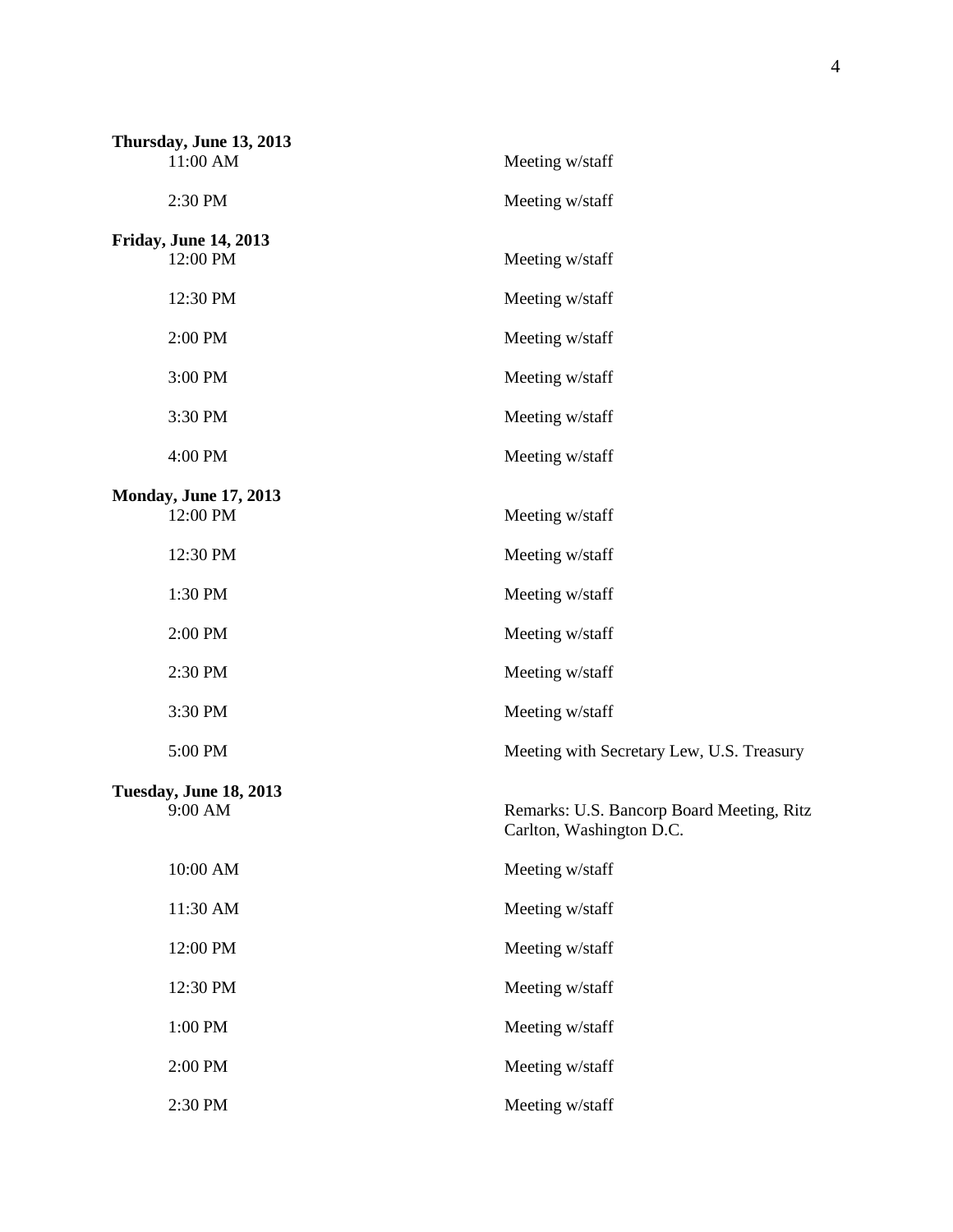**Thursday, June 13, 2013**

| | |
|---|---|
| 11:00 AM | Meeting w/staff |
| 2:30 PM | Meeting w/staff |

**Friday, June 14, 2013**

| | |
|---|---|
| 12:00 PM | Meeting w/staff |
| 12:30 PM | Meeting w/staff |
| 2:00 PM | Meeting w/staff |
| 3:00 PM | Meeting w/staff |
| 3:30 PM | Meeting w/staff |
| 4:00 PM | Meeting w/staff |

**Monday, June 17, 2013**

| | |
|---|---|
| 12:00 PM | Meeting w/staff |
| 12:30 PM | Meeting w/staff |
| 1:30 PM | Meeting w/staff |
| 2:00 PM | Meeting w/staff |
| 2:30 PM | Meeting w/staff |
| 3:30 PM | Meeting w/staff |
| 5:00 PM | Meeting with Secretary Lew, U.S. Treasury |

**Tuesday, June 18, 2013**

| | |
|---|---|
| 9:00 AM | Remarks: U.S. Bancorp Board Meeting, Ritz Carlton, Washington D.C. |
| 10:00 AM | Meeting w/staff |
| 11:30 AM | Meeting w/staff |
| 12:00 PM | Meeting w/staff |
| 12:30 PM | Meeting w/staff |
| 1:00 PM | Meeting w/staff |
| 2:00 PM | Meeting w/staff |
| 2:30 PM | Meeting w/staff |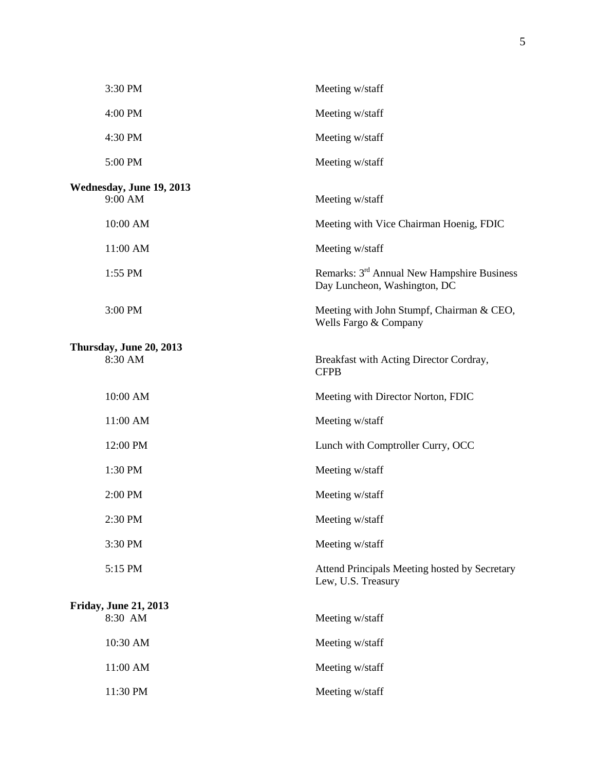| | |
|---|---|
| 3:30 PM | Meeting w/staff |
| 4:00 PM | Meeting w/staff |
| 4:30 PM | Meeting w/staff |
| 5:00 PM | Meeting w/staff |

**Wednesday, June 19, 2013**

| | |
|---|---|
| 9:00 AM | Meeting w/staff |
| 10:00 AM | Meeting with Vice Chairman Hoenig, FDIC |
| 11:00 AM | Meeting w/staff |
| 1:55 PM | Remarks: 3rd Annual New Hampshire Business Day Luncheon, Washington, DC |
| 3:00 PM | Meeting with John Stumpf, Chairman & CEO, Wells Fargo & Company |

**Thursday, June 20, 2013**

| | |
|---|---|
| 8:30 AM | Breakfast with Acting Director Cordray, CFPB |
| 10:00 AM | Meeting with Director Norton, FDIC |
| 11:00 AM | Meeting w/staff |
| 12:00 PM | Lunch with Comptroller Curry, OCC |
| 1:30 PM | Meeting w/staff |
| 2:00 PM | Meeting w/staff |
| 2:30 PM | Meeting w/staff |
| 3:30 PM | Meeting w/staff |
| 5:15 PM | Attend Principals Meeting hosted by Secretary Lew, U.S. Treasury |

**Friday, June 21, 2013**

| | |
|---|---|
| 8:30 AM | Meeting w/staff |
| 10:30 AM | Meeting w/staff |
| 11:00 AM | Meeting w/staff |
| 11:30 PM | Meeting w/staff |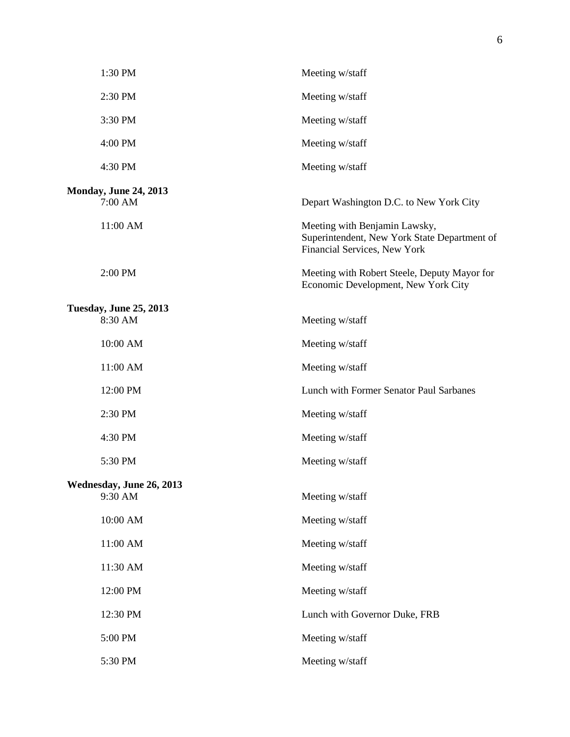| | |
|---|---|
| 1:30 PM | Meeting w/staff |
| 2:30 PM | Meeting w/staff |
| 3:30 PM | Meeting w/staff |
| 4:00 PM | Meeting w/staff |
| 4:30 PM | Meeting w/staff |

**Monday, June 24, 2013**

| | |
|---|---|
| 7:00 AM | Depart Washington D.C. to New York City |
| 11:00 AM | Meeting with Benjamin Lawsky, Superintendent, New York State Department of Financial Services, New York |
| 2:00 PM | Meeting with Robert Steele, Deputy Mayor for Economic Development, New York City |

**Tuesday, June 25, 2013**

| | |
|---|---|
| 8:30 AM | Meeting w/staff |
| 10:00 AM | Meeting w/staff |
| 11:00 AM | Meeting w/staff |
| 12:00 PM | Lunch with Former Senator Paul Sarbanes |
| 2:30 PM | Meeting w/staff |
| 4:30 PM | Meeting w/staff |
| 5:30 PM | Meeting w/staff |

**Wednesday, June 26, 2013**

| | |
|---|---|
| 9:30 AM | Meeting w/staff |
| 10:00 AM | Meeting w/staff |
| 11:00 AM | Meeting w/staff |
| 11:30 AM | Meeting w/staff |
| 12:00 PM | Meeting w/staff |
| 12:30 PM | Lunch with Governor Duke, FRB |
| 5:00 PM | Meeting w/staff |
| 5:30 PM | Meeting w/staff |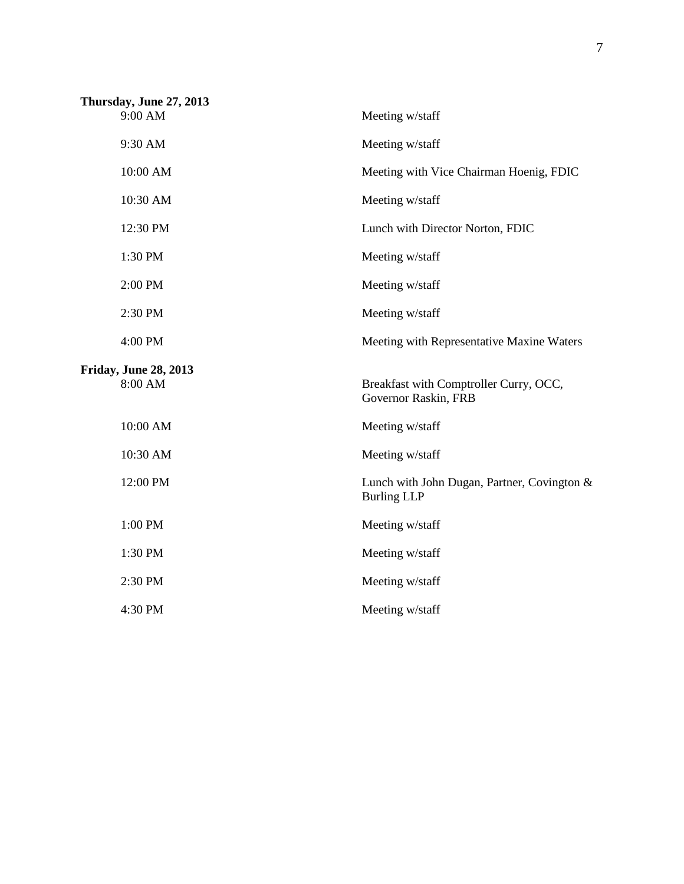**Thursday, June 27, 2013**

| | |
|---|---|
| 9:00 AM | Meeting w/staff |
| 9:30 AM | Meeting w/staff |
| 10:00 AM | Meeting with Vice Chairman Hoenig, FDIC |
| 10:30 AM | Meeting w/staff |
| 12:30 PM | Lunch with Director Norton, FDIC |
| 1:30 PM | Meeting w/staff |
| 2:00 PM | Meeting w/staff |
| 2:30 PM | Meeting w/staff |
| 4:00 PM | Meeting with Representative Maxine Waters |

**Friday, June 28, 2013**

| | |
|---|---|
| 8:00 AM | Breakfast with Comptroller Curry, OCC, Governor Raskin, FRB |
| 10:00 AM | Meeting w/staff |
| 10:30 AM | Meeting w/staff |
| 12:00 PM | Lunch with John Dugan, Partner, Covington & Burling LLP |
| 1:00 PM | Meeting w/staff |
| 1:30 PM | Meeting w/staff |
| 2:30 PM | Meeting w/staff |
| 4:30 PM | Meeting w/staff |